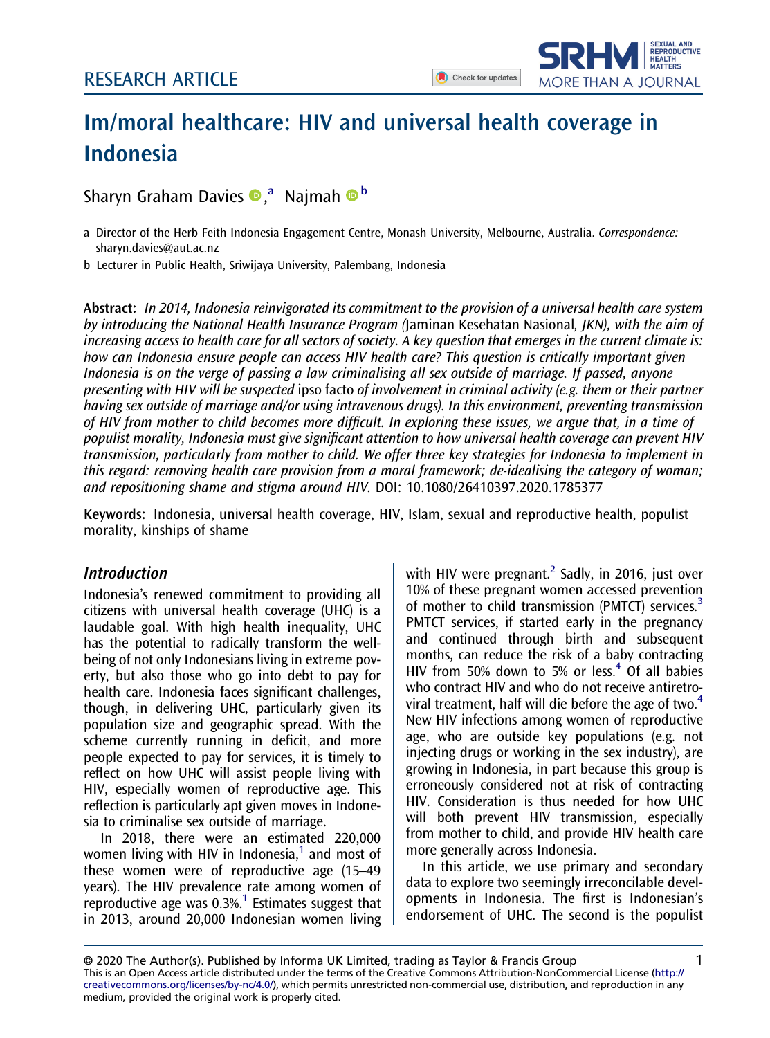RESEARCH ARTICLE

# Im/moral healthcare: HIV and universal health coverage in Indonesia

Sharyn Graham Davies [a], Najmah [b]

a Director of the Herb Feith Indonesia Engagement Centre, Monash University, Melbourne, Australia. *Correspondence:* sharyn.davies@aut.ac.nz

b Lecturer in Public Health, Sriwijaya University, Palembang, Indonesia

**Abstract:** *In 2014, Indonesia reinvigorated its commitment to the provision of a universal health care system by introducing the National Health Insurance Program (*Jaminan Kesehatan Nasional*, JKN), with the aim of increasing access to health care for all sectors of society. A key question that emerges in the current climate is: how can Indonesia ensure people can access HIV health care? This question is critically important given Indonesia is on the verge of passing a law criminalising all sex outside of marriage. If passed, anyone presenting with HIV will be suspected* ipso facto *of involvement in criminal activity (e.g. them or their partner having sex outside of marriage and/or using intravenous drugs). In this environment, preventing transmission of HIV from mother to child becomes more difficult. In exploring these issues, we argue that, in a time of populist morality, Indonesia must give significant attention to how universal health coverage can prevent HIV transmission, particularly from mother to child. We offer three key strategies for Indonesia to implement in this regard: removing health care provision from a moral framework; de-idealising the category of woman; and repositioning shame and stigma around HIV.* DOI: 10.1080/26410397.2020.1785377

**Keywords:** Indonesia, universal health coverage, HIV, Islam, sexual and reproductive health, populist morality, kinships of shame

## *Introduction*

Indonesia's renewed commitment to providing all citizens with universal health coverage (UHC) is a laudable goal. With high health inequality, UHC has the potential to radically transform the well-being of not only Indonesians living in extreme poverty, but also those who go into debt to pay for health care. Indonesia faces significant challenges, though, in delivering UHC, particularly given its population size and geographic spread. With the scheme currently running in deficit, and more people expected to pay for services, it is timely to reflect on how UHC will assist people living with HIV, especially women of reproductive age. This reflection is particularly apt given moves in Indonesia to criminalise sex outside of marriage.

In 2018, there were an estimated 220,000 women living with HIV in Indonesia,[1] and most of these women were of reproductive age (15–49 years). The HIV prevalence rate among women of reproductive age was 0.3%.[1] Estimates suggest that in 2013, around 20,000 Indonesian women living with HIV were pregnant.[2] Sadly, in 2016, just over 10% of these pregnant women accessed prevention of mother to child transmission (PMTCT) services.[3] PMTCT services, if started early in the pregnancy and continued through birth and subsequent months, can reduce the risk of a baby contracting HIV from 50% down to 5% or less.[4] Of all babies who contract HIV and who do not receive antiretroviral treatment, half will die before the age of two.[4] New HIV infections among women of reproductive age, who are outside key populations (e.g. not injecting drugs or working in the sex industry), are growing in Indonesia, in part because this group is erroneously considered not at risk of contracting HIV. Consideration is thus needed for how UHC will both prevent HIV transmission, especially from mother to child, and provide HIV health care more generally across Indonesia.

In this article, we use primary and secondary data to explore two seemingly irreconcilable developments in Indonesia. The first is Indonesian's endorsement of UHC. The second is the populist

© 2020 The Author(s). Published by Informa UK Limited, trading as Taylor & Francis Group
This is an Open Access article distributed under the terms of the Creative Commons Attribution-NonCommercial License (http://creativecommons.org/licenses/by-nc/4.0/), which permits unrestricted non-commercial use, distribution, and reproduction in any medium, provided the original work is properly cited.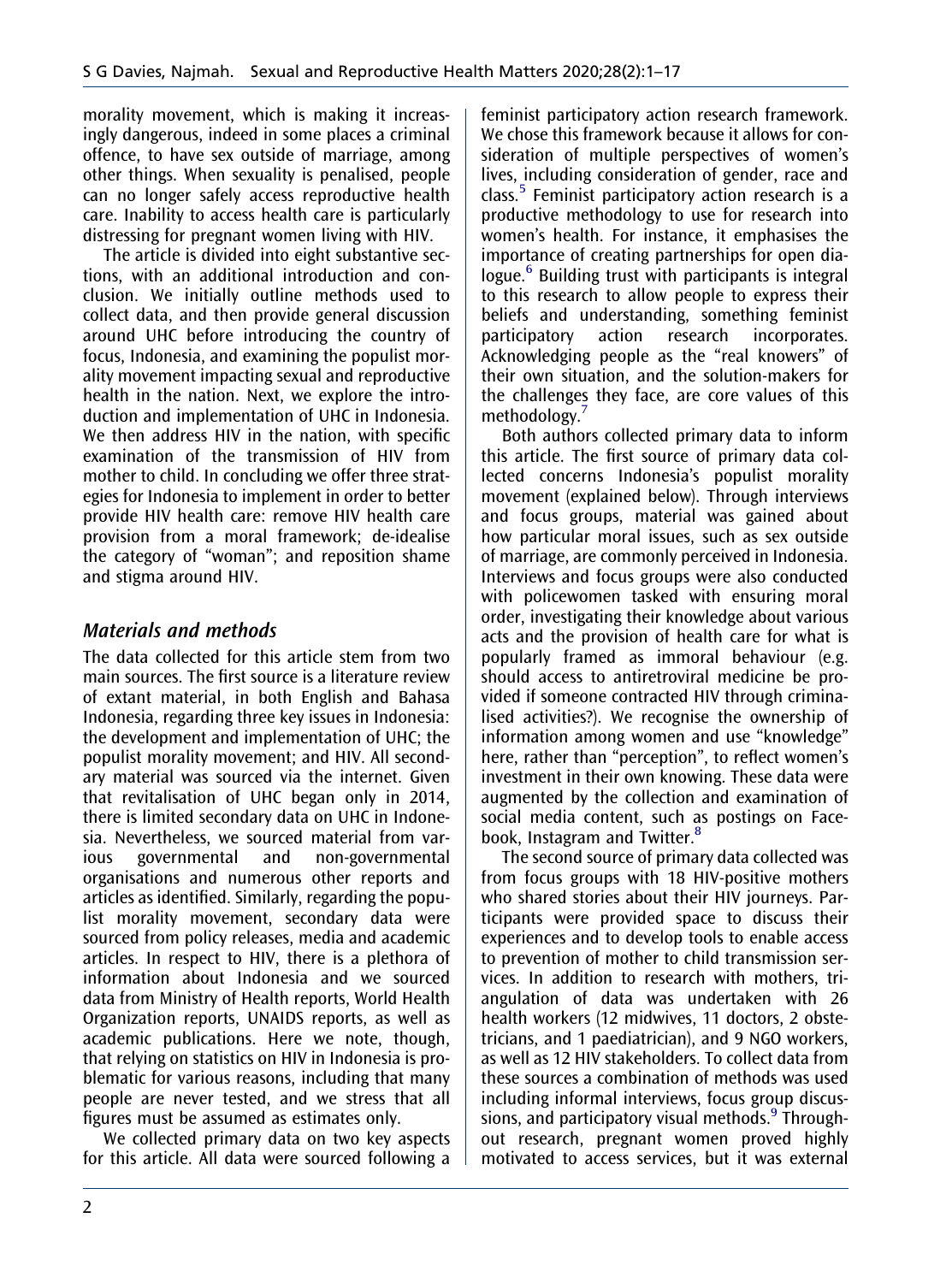morality movement, which is making it increasingly dangerous, indeed in some places a criminal offence, to have sex outside of marriage, among other things. When sexuality is penalised, people can no longer safely access reproductive health care. Inability to access health care is particularly distressing for pregnant women living with HIV.

The article is divided into eight substantive sections, with an additional introduction and conclusion. We initially outline methods used to collect data, and then provide general discussion around UHC before introducing the country of focus, Indonesia, and examining the populist morality movement impacting sexual and reproductive health in the nation. Next, we explore the introduction and implementation of UHC in Indonesia. We then address HIV in the nation, with specific examination of the transmission of HIV from mother to child. In concluding we offer three strategies for Indonesia to implement in order to better provide HIV health care: remove HIV health care provision from a moral framework; de-idealise the category of "woman"; and reposition shame and stigma around HIV.

## Materials and methods

The data collected for this article stem from two main sources. The first source is a literature review of extant material, in both English and Bahasa Indonesia, regarding three key issues in Indonesia: the development and implementation of UHC; the populist morality movement; and HIV. All secondary material was sourced via the internet. Given that revitalisation of UHC began only in 2014, there is limited secondary data on UHC in Indonesia. Nevertheless, we sourced material from various governmental and non-governmental organisations and numerous other reports and articles as identified. Similarly, regarding the populist morality movement, secondary data were sourced from policy releases, media and academic articles. In respect to HIV, there is a plethora of information about Indonesia and we sourced data from Ministry of Health reports, World Health Organization reports, UNAIDS reports, as well as academic publications. Here we note, though, that relying on statistics on HIV in Indonesia is problematic for various reasons, including that many people are never tested, and we stress that all figures must be assumed as estimates only.

We collected primary data on two key aspects for this article. All data were sourced following a feminist participatory action research framework. We chose this framework because it allows for consideration of multiple perspectives of women's lives, including consideration of gender, race and class.[5] Feminist participatory action research is a productive methodology to use for research into women's health. For instance, it emphasises the importance of creating partnerships for open dialogue.[6] Building trust with participants is integral to this research to allow people to express their beliefs and understanding, something feminist participatory action research incorporates. Acknowledging people as the "real knowers" of their own situation, and the solution-makers for the challenges they face, are core values of this methodology.[7]

Both authors collected primary data to inform this article. The first source of primary data collected concerns Indonesia's populist morality movement (explained below). Through interviews and focus groups, material was gained about how particular moral issues, such as sex outside of marriage, are commonly perceived in Indonesia. Interviews and focus groups were also conducted with policewomen tasked with ensuring moral order, investigating their knowledge about various acts and the provision of health care for what is popularly framed as immoral behaviour (e.g. should access to antiretroviral medicine be provided if someone contracted HIV through criminalised activities?). We recognise the ownership of information among women and use "knowledge" here, rather than "perception", to reflect women's investment in their own knowing. These data were augmented by the collection and examination of social media content, such as postings on Facebook, Instagram and Twitter.[8]

The second source of primary data collected was from focus groups with 18 HIV-positive mothers who shared stories about their HIV journeys. Participants were provided space to discuss their experiences and to develop tools to enable access to prevention of mother to child transmission services. In addition to research with mothers, triangulation of data was undertaken with 26 health workers (12 midwives, 11 doctors, 2 obstetricians, and 1 paediatrician), and 9 NGO workers, as well as 12 HIV stakeholders. To collect data from these sources a combination of methods was used including informal interviews, focus group discussions, and participatory visual methods.[9] Throughout research, pregnant women proved highly motivated to access services, but it was external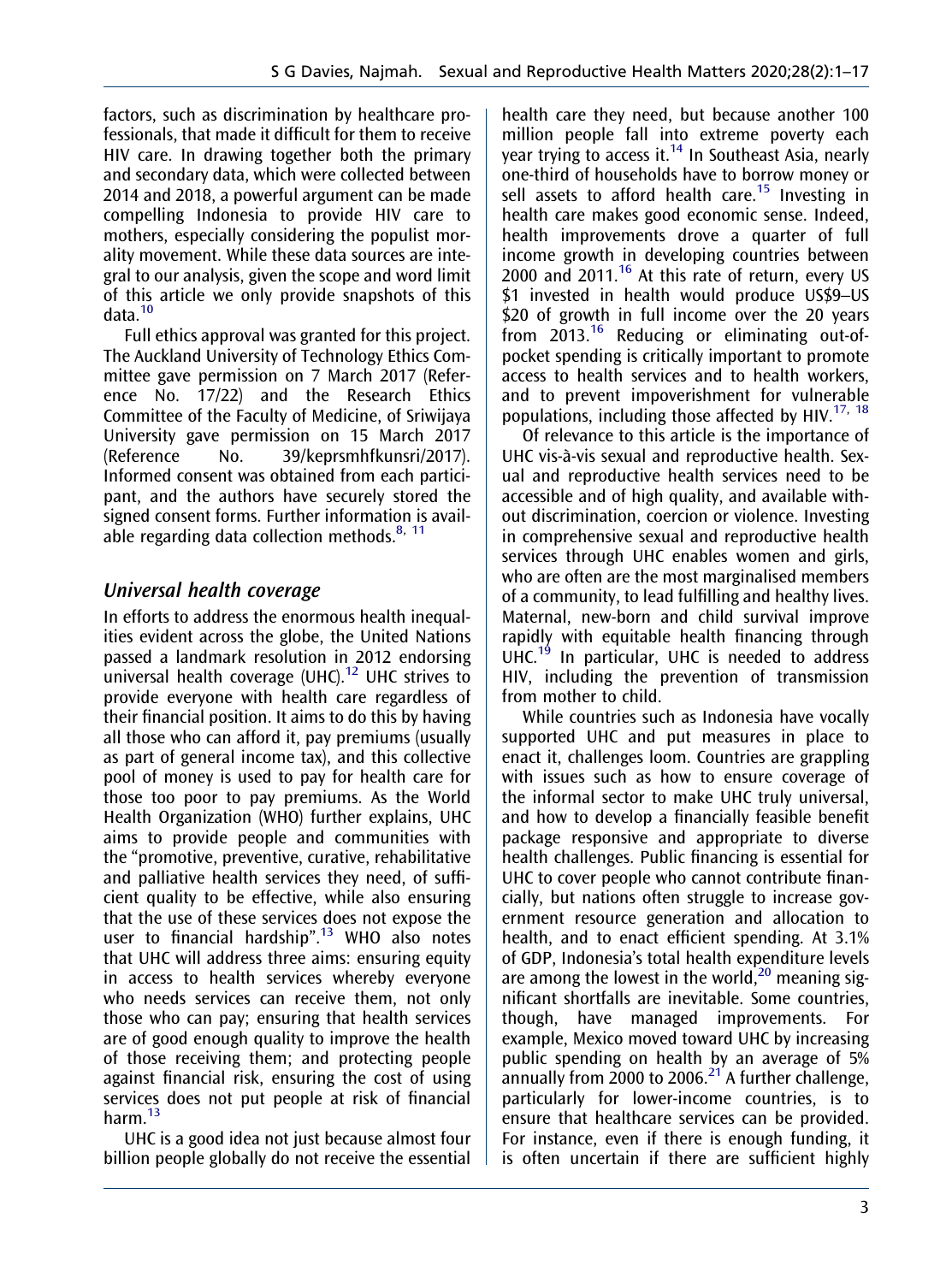factors, such as discrimination by healthcare professionals, that made it difficult for them to receive HIV care. In drawing together both the primary and secondary data, which were collected between 2014 and 2018, a powerful argument can be made compelling Indonesia to provide HIV care to mothers, especially considering the populist morality movement. While these data sources are integral to our analysis, given the scope and word limit of this article we only provide snapshots of this data.[10]

Full ethics approval was granted for this project. The Auckland University of Technology Ethics Committee gave permission on 7 March 2017 (Reference No. 17/22) and the Research Ethics Committee of the Faculty of Medicine, of Sriwijaya University gave permission on 15 March 2017 (Reference No. 39/keprsmhfkunsri/2017). Informed consent was obtained from each participant, and the authors have securely stored the signed consent forms. Further information is available regarding data collection methods.[8, 11]

## *Universal health coverage*

In efforts to address the enormous health inequalities evident across the globe, the United Nations passed a landmark resolution in 2012 endorsing universal health coverage (UHC).[12] UHC strives to provide everyone with health care regardless of their financial position. It aims to do this by having all those who can afford it, pay premiums (usually as part of general income tax), and this collective pool of money is used to pay for health care for those too poor to pay premiums. As the World Health Organization (WHO) further explains, UHC aims to provide people and communities with the "promotive, preventive, curative, rehabilitative and palliative health services they need, of sufficient quality to be effective, while also ensuring that the use of these services does not expose the user to financial hardship".[13] WHO also notes that UHC will address three aims: ensuring equity in access to health services whereby everyone who needs services can receive them, not only those who can pay; ensuring that health services are of good enough quality to improve the health of those receiving them; and protecting people against financial risk, ensuring the cost of using services does not put people at risk of financial harm.[13]

UHC is a good idea not just because almost four billion people globally do not receive the essential health care they need, but because another 100 million people fall into extreme poverty each year trying to access it.[14] In Southeast Asia, nearly one-third of households have to borrow money or sell assets to afford health care.[15] Investing in health care makes good economic sense. Indeed, health improvements drove a quarter of full income growth in developing countries between 2000 and 2011.[16] At this rate of return, every US $1 invested in health would produce US$9–US $20 of growth in full income over the 20 years from 2013.[16] Reducing or eliminating out-of-pocket spending is critically important to promote access to health services and to health workers, and to prevent impoverishment for vulnerable populations, including those affected by HIV.[17, 18]

Of relevance to this article is the importance of UHC vis-à-vis sexual and reproductive health. Sexual and reproductive health services need to be accessible and of high quality, and available without discrimination, coercion or violence. Investing in comprehensive sexual and reproductive health services through UHC enables women and girls, who are often are the most marginalised members of a community, to lead fulfilling and healthy lives. Maternal, new-born and child survival improve rapidly with equitable health financing through UHC.[19] In particular, UHC is needed to address HIV, including the prevention of transmission from mother to child.

While countries such as Indonesia have vocally supported UHC and put measures in place to enact it, challenges loom. Countries are grappling with issues such as how to ensure coverage of the informal sector to make UHC truly universal, and how to develop a financially feasible benefit package responsive and appropriate to diverse health challenges. Public financing is essential for UHC to cover people who cannot contribute financially, but nations often struggle to increase government resource generation and allocation to health, and to enact efficient spending. At 3.1% of GDP, Indonesia's total health expenditure levels are among the lowest in the world,[20] meaning significant shortfalls are inevitable. Some countries, though, have managed improvements. For example, Mexico moved toward UHC by increasing public spending on health by an average of 5% annually from 2000 to 2006.[21] A further challenge, particularly for lower-income countries, is to ensure that healthcare services can be provided. For instance, even if there is enough funding, it is often uncertain if there are sufficient highly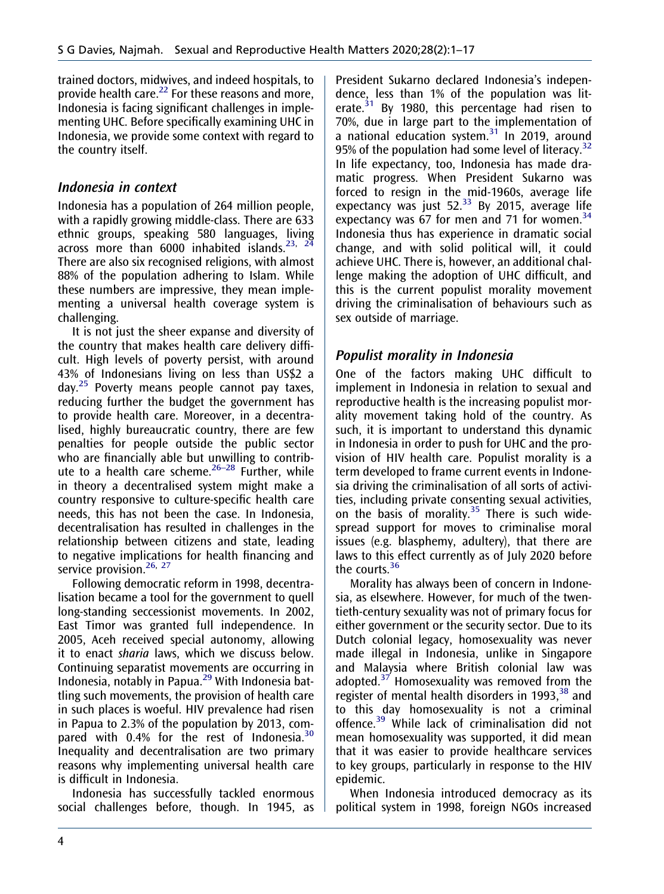trained doctors, midwives, and indeed hospitals, to provide health care.[22] For these reasons and more, Indonesia is facing significant challenges in implementing UHC. Before specifically examining UHC in Indonesia, we provide some context with regard to the country itself.

### Indonesia in context

Indonesia has a population of 264 million people, with a rapidly growing middle-class. There are 633 ethnic groups, speaking 580 languages, living across more than 6000 inhabited islands.[23, 24] There are also six recognised religions, with almost 88% of the population adhering to Islam. While these numbers are impressive, they mean implementing a universal health coverage system is challenging.

It is not just the sheer expanse and diversity of the country that makes health care delivery difficult. High levels of poverty persist, with around 43% of Indonesians living on less than US$2 a day.[25] Poverty means people cannot pay taxes, reducing further the budget the government has to provide health care. Moreover, in a decentralised, highly bureaucratic country, there are few penalties for people outside the public sector who are financially able but unwilling to contribute to a health care scheme.[26–28] Further, while in theory a decentralised system might make a country responsive to culture-specific health care needs, this has not been the case. In Indonesia, decentralisation has resulted in challenges in the relationship between citizens and state, leading to negative implications for health financing and service provision.[26, 27]

Following democratic reform in 1998, decentralisation became a tool for the government to quell long-standing seccessionist movements. In 2002, East Timor was granted full independence. In 2005, Aceh received special autonomy, allowing it to enact *sharia* laws, which we discuss below. Continuing separatist movements are occurring in Indonesia, notably in Papua.[29] With Indonesia battling such movements, the provision of health care in such places is woeful. HIV prevalence had risen in Papua to 2.3% of the population by 2013, compared with 0.4% for the rest of Indonesia.[30] Inequality and decentralisation are two primary reasons why implementing universal health care is difficult in Indonesia.

Indonesia has successfully tackled enormous social challenges before, though. In 1945, as President Sukarno declared Indonesia's independence, less than 1% of the population was literate.[31] By 1980, this percentage had risen to 70%, due in large part to the implementation of a national education system.[31] In 2019, around 95% of the population had some level of literacy.[32] In life expectancy, too, Indonesia has made dramatic progress. When President Sukarno was forced to resign in the mid-1960s, average life expectancy was just 52.[33] By 2015, average life expectancy was 67 for men and 71 for women.[34] Indonesia thus has experience in dramatic social change, and with solid political will, it could achieve UHC. There is, however, an additional challenge making the adoption of UHC difficult, and this is the current populist morality movement driving the criminalisation of behaviours such as sex outside of marriage.

### Populist morality in Indonesia

One of the factors making UHC difficult to implement in Indonesia in relation to sexual and reproductive health is the increasing populist morality movement taking hold of the country. As such, it is important to understand this dynamic in Indonesia in order to push for UHC and the provision of HIV health care. Populist morality is a term developed to frame current events in Indonesia driving the criminalisation of all sorts of activities, including private consenting sexual activities, on the basis of morality.[35] There is such widespread support for moves to criminalise moral issues (e.g. blasphemy, adultery), that there are laws to this effect currently as of July 2020 before the courts.[36]

Morality has always been of concern in Indonesia, as elsewhere. However, for much of the twentieth-century sexuality was not of primary focus for either government or the security sector. Due to its Dutch colonial legacy, homosexuality was never made illegal in Indonesia, unlike in Singapore and Malaysia where British colonial law was adopted.[37] Homosexuality was removed from the register of mental health disorders in 1993,[38] and to this day homosexuality is not a criminal offence.[39] While lack of criminalisation did not mean homosexuality was supported, it did mean that it was easier to provide healthcare services to key groups, particularly in response to the HIV epidemic.

When Indonesia introduced democracy as its political system in 1998, foreign NGOs increased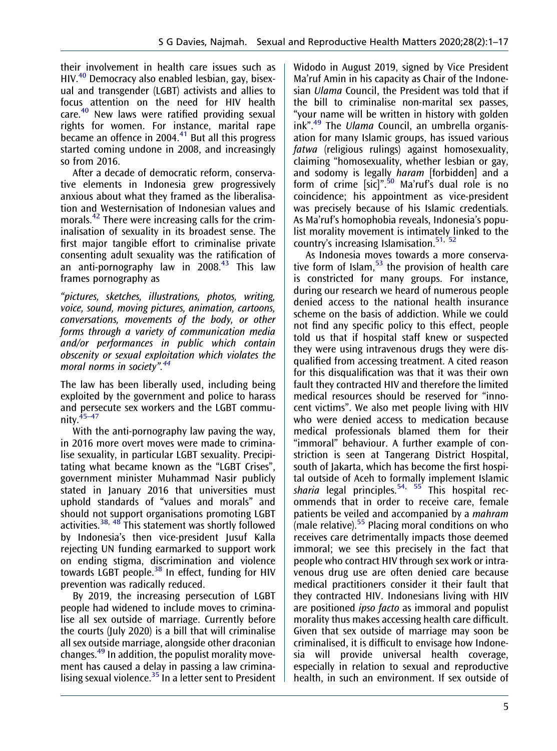their involvement in health care issues such as HIV.[40] Democracy also enabled lesbian, gay, bisexual and transgender (LGBT) activists and allies to focus attention on the need for HIV health care.[40] New laws were ratified providing sexual rights for women. For instance, marital rape became an offence in 2004.[41] But all this progress started coming undone in 2008, and increasingly so from 2016.

After a decade of democratic reform, conservative elements in Indonesia grew progressively anxious about what they framed as the liberalisation and Westernisation of Indonesian values and morals.[42] There were increasing calls for the criminalisation of sexuality in its broadest sense. The first major tangible effort to criminalise private consenting adult sexuality was the ratification of an anti-pornography law in 2008.[43] This law frames pornography as

*"pictures, sketches, illustrations, photos, writing, voice, sound, moving pictures, animation, cartoons, conversations, movements of the body, or other forms through a variety of communication media and/or performances in public which contain obscenity or sexual exploitation which violates the moral norms in society".*[44]

The law has been liberally used, including being exploited by the government and police to harass and persecute sex workers and the LGBT community.[45–47]

With the anti-pornography law paving the way, in 2016 more overt moves were made to criminalise sexuality, in particular LGBT sexuality. Precipitating what became known as the "LGBT Crises", government minister Muhammad Nasir publicly stated in January 2016 that universities must uphold standards of "values and morals" and should not support organisations promoting LGBT activities.[38, 48] This statement was shortly followed by Indonesia's then vice-president Jusuf Kalla rejecting UN funding earmarked to support work on ending stigma, discrimination and violence towards LGBT people.[38] In effect, funding for HIV prevention was radically reduced.

By 2019, the increasing persecution of LGBT people had widened to include moves to criminalise all sex outside of marriage. Currently before the courts (July 2020) is a bill that will criminalise all sex outside marriage, alongside other draconian changes.[49] In addition, the populist morality movement has caused a delay in passing a law criminalising sexual violence.[35] In a letter sent to President Widodo in August 2019, signed by Vice President Ma'ruf Amin in his capacity as Chair of the Indonesian *Ulama* Council, the President was told that if the bill to criminalise non-marital sex passes, "your name will be written in history with golden ink".[49] The *Ulama* Council, an umbrella organisation for many Islamic groups, has issued various *fatwa* (religious rulings) against homosexuality, claiming "homosexuality, whether lesbian or gay, and sodomy is legally *haram* [forbidden] and a form of crime [sic]".[50] Ma'ruf's dual role is no coincidence; his appointment as vice-president was precisely because of his Islamic credentials. As Ma'ruf's homophobia reveals, Indonesia's populist morality movement is intimately linked to the country's increasing Islamisation.[51, 52]

As Indonesia moves towards a more conservative form of Islam,[53] the provision of health care is constricted for many groups. For instance, during our research we heard of numerous people denied access to the national health insurance scheme on the basis of addiction. While we could not find any specific policy to this effect, people told us that if hospital staff knew or suspected they were using intravenous drugs they were disqualified from accessing treatment. A cited reason for this disqualification was that it was their own fault they contracted HIV and therefore the limited medical resources should be reserved for "innocent victims". We also met people living with HIV who were denied access to medication because medical professionals blamed them for their "immoral" behaviour. A further example of constriction is seen at Tangerang District Hospital, south of Jakarta, which has become the first hospital outside of Aceh to formally implement Islamic *sharia* legal principles.[54, 55] This hospital recommends that in order to receive care, female patients be veiled and accompanied by a *mahram* (male relative).[55] Placing moral conditions on who receives care detrimentally impacts those deemed immoral; we see this precisely in the fact that people who contract HIV through sex work or intravenous drug use are often denied care because medical practitioners consider it their fault that they contracted HIV. Indonesians living with HIV are positioned *ipso facto* as immoral and populist morality thus makes accessing health care difficult. Given that sex outside of marriage may soon be criminalised, it is difficult to envisage how Indonesia will provide universal health coverage, especially in relation to sexual and reproductive health, in such an environment. If sex outside of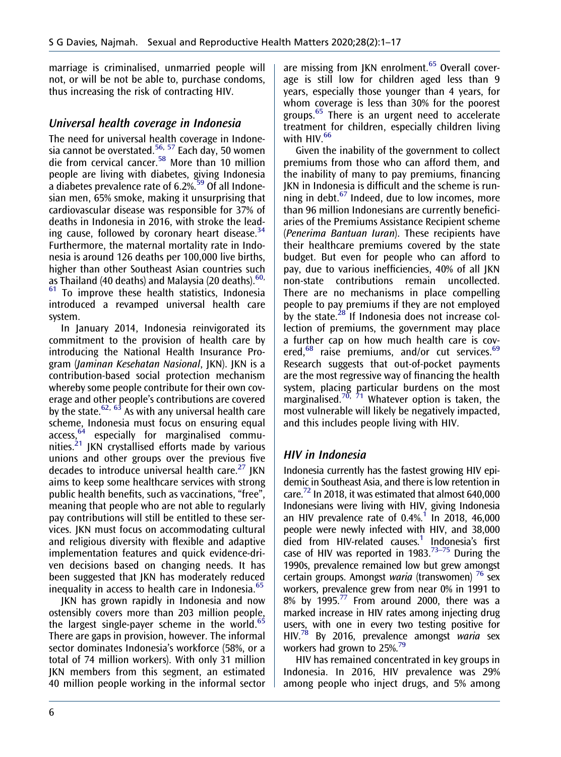marriage is criminalised, unmarried people will not, or will be not be able to, purchase condoms, thus increasing the risk of contracting HIV.

## *Universal health coverage in Indonesia*

The need for universal health coverage in Indonesia cannot be overstated.[56, 57] Each day, 50 women die from cervical cancer.[58] More than 10 million people are living with diabetes, giving Indonesia a diabetes prevalence rate of 6.2%.[59] Of all Indonesian men, 65% smoke, making it unsurprising that cardiovascular disease was responsible for 37% of deaths in Indonesia in 2016, with stroke the leading cause, followed by coronary heart disease.[34] Furthermore, the maternal mortality rate in Indonesia is around 126 deaths per 100,000 live births, higher than other Southeast Asian countries such as Thailand (40 deaths) and Malaysia (20 deaths).[60, 61] To improve these health statistics, Indonesia introduced a revamped universal health care system.

In January 2014, Indonesia reinvigorated its commitment to the provision of health care by introducing the National Health Insurance Program (*Jaminan Kesehatan Nasional*, JKN). JKN is a contribution-based social protection mechanism whereby some people contribute for their own coverage and other people's contributions are covered by the state.[62, 63] As with any universal health care scheme, Indonesia must focus on ensuring equal access,[64] especially for marginalised communities.[21] JKN crystallised efforts made by various unions and other groups over the previous five decades to introduce universal health care.[27] JKN aims to keep some healthcare services with strong public health benefits, such as vaccinations, "free", meaning that people who are not able to regularly pay contributions will still be entitled to these services. JKN must focus on accommodating cultural and religious diversity with flexible and adaptive implementation features and quick evidence-driven decisions based on changing needs. It has been suggested that JKN has moderately reduced inequality in access to health care in Indonesia.[65]

JKN has grown rapidly in Indonesia and now ostensibly covers more than 203 million people, the largest single-payer scheme in the world.[65] There are gaps in provision, however. The informal sector dominates Indonesia's workforce (58%, or a total of 74 million workers). With only 31 million JKN members from this segment, an estimated 40 million people working in the informal sector are missing from JKN enrolment.[65] Overall coverage is still low for children aged less than 9 years, especially those younger than 4 years, for whom coverage is less than 30% for the poorest groups.[65] There is an urgent need to accelerate treatment for children, especially children living with HIV.[66]

Given the inability of the government to collect premiums from those who can afford them, and the inability of many to pay premiums, financing JKN in Indonesia is difficult and the scheme is running in debt.[67] Indeed, due to low incomes, more than 96 million Indonesians are currently beneficiaries of the Premiums Assistance Recipient scheme (*Penerima Bantuan Iuran*). These recipients have their healthcare premiums covered by the state budget. But even for people who can afford to pay, due to various inefficiencies, 40% of all JKN non-state contributions remain uncollected. There are no mechanisms in place compelling people to pay premiums if they are not employed by the state.[28] If Indonesia does not increase collection of premiums, the government may place a further cap on how much health care is covered,[68] raise premiums, and/or cut services.[69] Research suggests that out-of-pocket payments are the most regressive way of financing the health system, placing particular burdens on the most marginalised.[70, 71] Whatever option is taken, the most vulnerable will likely be negatively impacted, and this includes people living with HIV.

## *HIV in Indonesia*

Indonesia currently has the fastest growing HIV epidemic in Southeast Asia, and there is low retention in care.[72] In 2018, it was estimated that almost 640,000 Indonesians were living with HIV, giving Indonesia an HIV prevalence rate of 0.4%.[1] In 2018, 46,000 people were newly infected with HIV, and 38,000 died from HIV-related causes.[1] Indonesia's first case of HIV was reported in 1983.[73–75] During the 1990s, prevalence remained low but grew amongst certain groups. Amongst *waria* (transwomen) [76] sex workers, prevalence grew from near 0% in 1991 to 8% by 1995.[77] From around 2000, there was a marked increase in HIV rates among injecting drug users, with one in every two testing positive for HIV.[78] By 2016, prevalence amongst *waria* sex workers had grown to 25%.[79]

HIV has remained concentrated in key groups in Indonesia. In 2016, HIV prevalence was 29% among people who inject drugs, and 5% among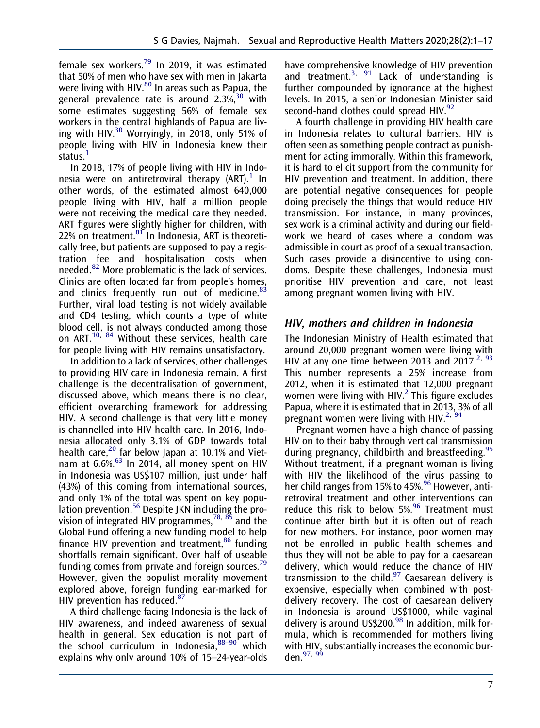female sex workers.[79] In 2019, it was estimated that 50% of men who have sex with men in Jakarta were living with HIV.[80] In areas such as Papua, the general prevalence rate is around 2.3%,[30] with some estimates suggesting 56% of female sex workers in the central highlands of Papua are living with HIV.[30] Worryingly, in 2018, only 51% of people living with HIV in Indonesia knew their status.[1]

In 2018, 17% of people living with HIV in Indonesia were on antiretroviral therapy (ART).[1] In other words, of the estimated almost 640,000 people living with HIV, half a million people were not receiving the medical care they needed. ART figures were slightly higher for children, with 22% on treatment.[81] In Indonesia, ART is theoretically free, but patients are supposed to pay a registration fee and hospitalisation costs when needed.[82] More problematic is the lack of services. Clinics are often located far from people's homes, and clinics frequently run out of medicine.[83] Further, viral load testing is not widely available and CD4 testing, which counts a type of white blood cell, is not always conducted among those on ART.[10, 84] Without these services, health care for people living with HIV remains unsatisfactory.

In addition to a lack of services, other challenges to providing HIV care in Indonesia remain. A first challenge is the decentralisation of government, discussed above, which means there is no clear, efficient overarching framework for addressing HIV. A second challenge is that very little money is channelled into HIV health care. In 2016, Indonesia allocated only 3.1% of GDP towards total health care,[20] far below Japan at 10.1% and Vietnam at 6.6%.[63] In 2014, all money spent on HIV in Indonesia was US$107 million, just under half (43%) of this coming from international sources, and only 1% of the total was spent on key population prevention.[56] Despite JKN including the provision of integrated HIV programmes,[78, 85] and the Global Fund offering a new funding model to help finance HIV prevention and treatment,[86] funding shortfalls remain significant. Over half of useable funding comes from private and foreign sources.[79] However, given the populist morality movement explored above, foreign funding ear-marked for HIV prevention has reduced.[87]

A third challenge facing Indonesia is the lack of HIV awareness, and indeed awareness of sexual health in general. Sex education is not part of the school curriculum in Indonesia,[88–90] which explains why only around 10% of 15–24-year-olds have comprehensive knowledge of HIV prevention and treatment.[3, 91] Lack of understanding is further compounded by ignorance at the highest levels. In 2015, a senior Indonesian Minister said second-hand clothes could spread HIV.[92]

A fourth challenge in providing HIV health care in Indonesia relates to cultural barriers. HIV is often seen as something people contract as punishment for acting immorally. Within this framework, it is hard to elicit support from the community for HIV prevention and treatment. In addition, there are potential negative consequences for people doing precisely the things that would reduce HIV transmission. For instance, in many provinces, sex work is a criminal activity and during our fieldwork we heard of cases where a condom was admissible in court as proof of a sexual transaction. Such cases provide a disincentive to using condoms. Despite these challenges, Indonesia must prioritise HIV prevention and care, not least among pregnant women living with HIV.

## *HIV, mothers and children in Indonesia*

The Indonesian Ministry of Health estimated that around 20,000 pregnant women were living with HIV at any one time between 2013 and 2017.[2, 93] This number represents a 25% increase from 2012, when it is estimated that 12,000 pregnant women were living with HIV.[2] This figure excludes Papua, where it is estimated that in 2013, 3% of all pregnant women were living with HIV.[2, 94]

Pregnant women have a high chance of passing HIV on to their baby through vertical transmission during pregnancy, childbirth and breastfeeding.[95] Without treatment, if a pregnant woman is living with HIV the likelihood of the virus passing to her child ranges from 15% to 45%.[96] However, antiretroviral treatment and other interventions can reduce this risk to below 5%.[96] Treatment must continue after birth but it is often out of reach for new mothers. For instance, poor women may not be enrolled in public health schemes and thus they will not be able to pay for a caesarean delivery, which would reduce the chance of HIV transmission to the child.[97] Caesarean delivery is expensive, especially when combined with post-delivery recovery. The cost of caesarean delivery in Indonesia is around US$1000, while vaginal delivery is around US$200.[98] In addition, milk formula, which is recommended for mothers living with HIV, substantially increases the economic burden.[97, 99]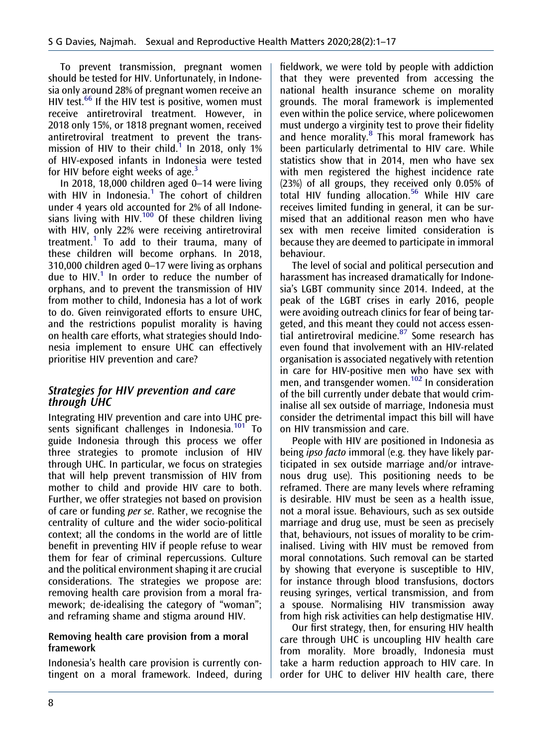To prevent transmission, pregnant women should be tested for HIV. Unfortunately, in Indonesia only around 28% of pregnant women receive an HIV test.[66] If the HIV test is positive, women must receive antiretroviral treatment. However, in 2018 only 15%, or 1818 pregnant women, received antiretroviral treatment to prevent the transmission of HIV to their child.[1] In 2018, only 1% of HIV-exposed infants in Indonesia were tested for HIV before eight weeks of age.[3]

In 2018, 18,000 children aged 0–14 were living with HIV in Indonesia.[1] The cohort of children under 4 years old accounted for 2% of all Indonesians living with HIV.[100] Of these children living with HIV, only 22% were receiving antiretroviral treatment.[1] To add to their trauma, many of these children will become orphans. In 2018, 310,000 children aged 0–17 were living as orphans due to HIV.[1] In order to reduce the number of orphans, and to prevent the transmission of HIV from mother to child, Indonesia has a lot of work to do. Given reinvigorated efforts to ensure UHC, and the restrictions populist morality is having on health care efforts, what strategies should Indonesia implement to ensure UHC can effectively prioritise HIV prevention and care?

## *Strategies for HIV prevention and care through UHC*

Integrating HIV prevention and care into UHC presents significant challenges in Indonesia.[101] To guide Indonesia through this process we offer three strategies to promote inclusion of HIV through UHC. In particular, we focus on strategies that will help prevent transmission of HIV from mother to child and provide HIV care to both. Further, we offer strategies not based on provision of care or funding *per se*. Rather, we recognise the centrality of culture and the wider socio-political context; all the condoms in the world are of little benefit in preventing HIV if people refuse to wear them for fear of criminal repercussions. Culture and the political environment shaping it are crucial considerations. The strategies we propose are: removing health care provision from a moral framework; de-idealising the category of "woman"; and reframing shame and stigma around HIV.

### Removing health care provision from a moral framework

Indonesia's health care provision is currently contingent on a moral framework. Indeed, during fieldwork, we were told by people with addiction that they were prevented from accessing the national health insurance scheme on morality grounds. The moral framework is implemented even within the police service, where policewomen must undergo a virginity test to prove their fidelity and hence morality.[8] This moral framework has been particularly detrimental to HIV care. While statistics show that in 2014, men who have sex with men registered the highest incidence rate (23%) of all groups, they received only 0.05% of total HIV funding allocation.[56] While HIV care receives limited funding in general, it can be surmised that an additional reason men who have sex with men receive limited consideration is because they are deemed to participate in immoral behaviour.

The level of social and political persecution and harassment has increased dramatically for Indonesia's LGBT community since 2014. Indeed, at the peak of the LGBT crises in early 2016, people were avoiding outreach clinics for fear of being targeted, and this meant they could not access essential antiretroviral medicine.[87] Some research has even found that involvement with an HIV-related organisation is associated negatively with retention in care for HIV-positive men who have sex with men, and transgender women.[102] In consideration of the bill currently under debate that would criminalise all sex outside of marriage, Indonesia must consider the detrimental impact this bill will have on HIV transmission and care.

People with HIV are positioned in Indonesia as being *ipso facto* immoral (e.g. they have likely participated in sex outside marriage and/or intravenous drug use). This positioning needs to be reframed. There are many levels where reframing is desirable. HIV must be seen as a health issue, not a moral issue. Behaviours, such as sex outside marriage and drug use, must be seen as precisely that, behaviours, not issues of morality to be criminalised. Living with HIV must be removed from moral connotations. Such removal can be started by showing that everyone is susceptible to HIV, for instance through blood transfusions, doctors reusing syringes, vertical transmission, and from a spouse. Normalising HIV transmission away from high risk activities can help destigmatise HIV.

Our first strategy, then, for ensuring HIV health care through UHC is uncoupling HIV health care from morality. More broadly, Indonesia must take a harm reduction approach to HIV care. In order for UHC to deliver HIV health care, there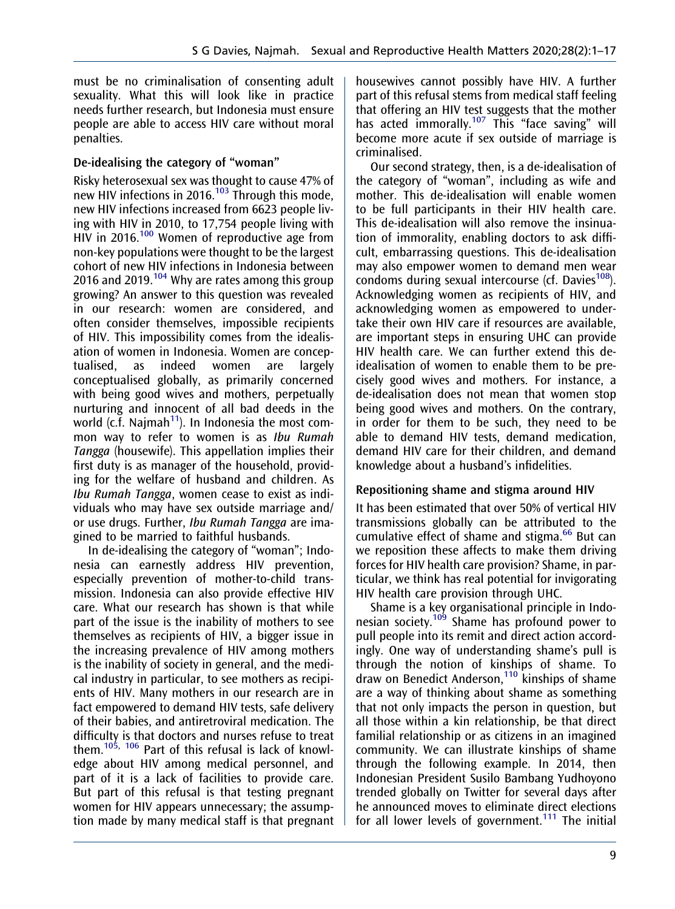must be no criminalisation of consenting adult sexuality. What this will look like in practice needs further research, but Indonesia must ensure people are able to access HIV care without moral penalties.

### De-idealising the category of "woman"

Risky heterosexual sex was thought to cause 47% of new HIV infections in 2016.[103] Through this mode, new HIV infections increased from 6623 people living with HIV in 2010, to 17,754 people living with HIV in 2016.[100] Women of reproductive age from non-key populations were thought to be the largest cohort of new HIV infections in Indonesia between 2016 and 2019.[104] Why are rates among this group growing? An answer to this question was revealed in our research: women are considered, and often consider themselves, impossible recipients of HIV. This impossibility comes from the idealisation of women in Indonesia. Women are conceptualised, as indeed women are largely conceptualised globally, as primarily concerned with being good wives and mothers, perpetually nurturing and innocent of all bad deeds in the world (c.f. Najmah[11]). In Indonesia the most common way to refer to women is as *Ibu Rumah Tangga* (housewife). This appellation implies their first duty is as manager of the household, providing for the welfare of husband and children. As *Ibu Rumah Tangga*, women cease to exist as individuals who may have sex outside marriage and/or use drugs. Further, *Ibu Rumah Tangga* are imagined to be married to faithful husbands.

In de-idealising the category of "woman"; Indonesia can earnestly address HIV prevention, especially prevention of mother-to-child transmission. Indonesia can also provide effective HIV care. What our research has shown is that while part of the issue is the inability of mothers to see themselves as recipients of HIV, a bigger issue in the increasing prevalence of HIV among mothers is the inability of society in general, and the medical industry in particular, to see mothers as recipients of HIV. Many mothers in our research are in fact empowered to demand HIV tests, safe delivery of their babies, and antiretroviral medication. The difficulty is that doctors and nurses refuse to treat them.[105, 106] Part of this refusal is lack of knowledge about HIV among medical personnel, and part of it is a lack of facilities to provide care. But part of this refusal is that testing pregnant women for HIV appears unnecessary; the assumption made by many medical staff is that pregnant housewives cannot possibly have HIV. A further part of this refusal stems from medical staff feeling that offering an HIV test suggests that the mother has acted immorally.[107] This "face saving" will become more acute if sex outside of marriage is criminalised.

Our second strategy, then, is a de-idealisation of the category of "woman", including as wife and mother. This de-idealisation will enable women to be full participants in their HIV health care. This de-idealisation will also remove the insinuation of immorality, enabling doctors to ask difficult, embarrassing questions. This de-idealisation may also empower women to demand men wear condoms during sexual intercourse (cf. Davies[108]). Acknowledging women as recipients of HIV, and acknowledging women as empowered to undertake their own HIV care if resources are available, are important steps in ensuring UHC can provide HIV health care. We can further extend this de-idealisation of women to enable them to be precisely good wives and mothers. For instance, a de-idealisation does not mean that women stop being good wives and mothers. On the contrary, in order for them to be such, they need to be able to demand HIV tests, demand medication, demand HIV care for their children, and demand knowledge about a husband's infidelities.

### Repositioning shame and stigma around HIV

It has been estimated that over 50% of vertical HIV transmissions globally can be attributed to the cumulative effect of shame and stigma.[66] But can we reposition these affects to make them driving forces for HIV health care provision? Shame, in particular, we think has real potential for invigorating HIV health care provision through UHC.

Shame is a key organisational principle in Indonesian society.[109] Shame has profound power to pull people into its remit and direct action accordingly. One way of understanding shame's pull is through the notion of kinships of shame. To draw on Benedict Anderson,[110] kinships of shame are a way of thinking about shame as something that not only impacts the person in question, but all those within a kin relationship, be that direct familial relationship or as citizens in an imagined community. We can illustrate kinships of shame through the following example. In 2014, then Indonesian President Susilo Bambang Yudhoyono trended globally on Twitter for several days after he announced moves to eliminate direct elections for all lower levels of government.[111] The initial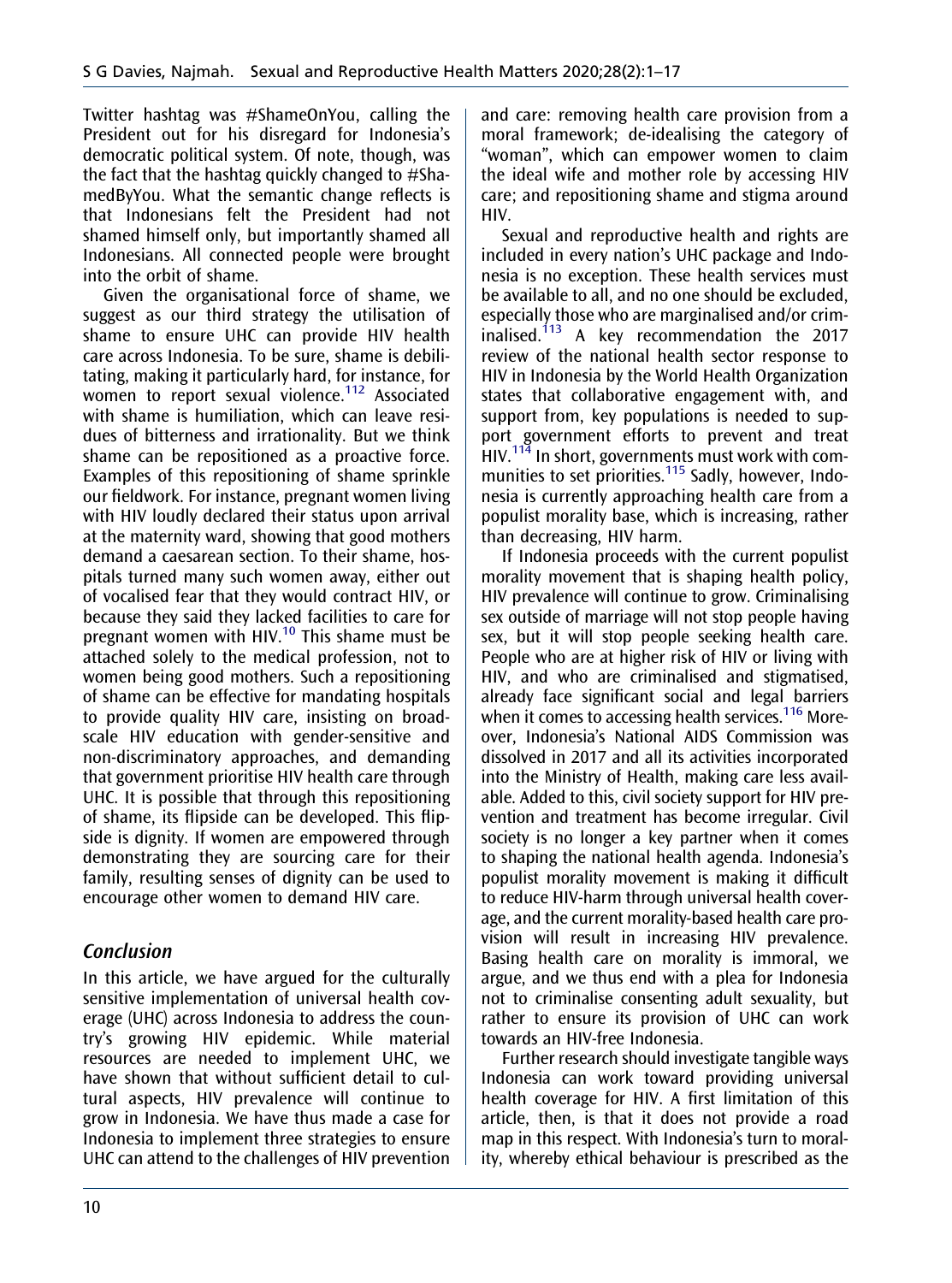Twitter hashtag was #ShameOnYou, calling the President out for his disregard for Indonesia's democratic political system. Of note, though, was the fact that the hashtag quickly changed to #ShamedByYou. What the semantic change reflects is that Indonesians felt the President had not shamed himself only, but importantly shamed all Indonesians. All connected people were brought into the orbit of shame.

Given the organisational force of shame, we suggest as our third strategy the utilisation of shame to ensure UHC can provide HIV health care across Indonesia. To be sure, shame is debilitating, making it particularly hard, for instance, for women to report sexual violence.[112] Associated with shame is humiliation, which can leave residues of bitterness and irrationality. But we think shame can be repositioned as a proactive force. Examples of this repositioning of shame sprinkle our fieldwork. For instance, pregnant women living with HIV loudly declared their status upon arrival at the maternity ward, showing that good mothers demand a caesarean section. To their shame, hospitals turned many such women away, either out of vocalised fear that they would contract HIV, or because they said they lacked facilities to care for pregnant women with HIV.[10] This shame must be attached solely to the medical profession, not to women being good mothers. Such a repositioning of shame can be effective for mandating hospitals to provide quality HIV care, insisting on broadscale HIV education with gender-sensitive and non-discriminatory approaches, and demanding that government prioritise HIV health care through UHC. It is possible that through this repositioning of shame, its flipside can be developed. This flipside is dignity. If women are empowered through demonstrating they are sourcing care for their family, resulting senses of dignity can be used to encourage other women to demand HIV care.

## Conclusion

In this article, we have argued for the culturally sensitive implementation of universal health coverage (UHC) across Indonesia to address the country's growing HIV epidemic. While material resources are needed to implement UHC, we have shown that without sufficient detail to cultural aspects, HIV prevalence will continue to grow in Indonesia. We have thus made a case for Indonesia to implement three strategies to ensure UHC can attend to the challenges of HIV prevention and care: removing health care provision from a moral framework; de-idealising the category of "woman", which can empower women to claim the ideal wife and mother role by accessing HIV care; and repositioning shame and stigma around HIV.

Sexual and reproductive health and rights are included in every nation's UHC package and Indonesia is no exception. These health services must be available to all, and no one should be excluded, especially those who are marginalised and/or criminalised.[113] A key recommendation the 2017 review of the national health sector response to HIV in Indonesia by the World Health Organization states that collaborative engagement with, and support from, key populations is needed to support government efforts to prevent and treat HIV.[114] In short, governments must work with communities to set priorities.[115] Sadly, however, Indonesia is currently approaching health care from a populist morality base, which is increasing, rather than decreasing, HIV harm.

If Indonesia proceeds with the current populist morality movement that is shaping health policy, HIV prevalence will continue to grow. Criminalising sex outside of marriage will not stop people having sex, but it will stop people seeking health care. People who are at higher risk of HIV or living with HIV, and who are criminalised and stigmatised, already face significant social and legal barriers when it comes to accessing health services.[116] Moreover, Indonesia's National AIDS Commission was dissolved in 2017 and all its activities incorporated into the Ministry of Health, making care less available. Added to this, civil society support for HIV prevention and treatment has become irregular. Civil society is no longer a key partner when it comes to shaping the national health agenda. Indonesia's populist morality movement is making it difficult to reduce HIV-harm through universal health coverage, and the current morality-based health care provision will result in increasing HIV prevalence. Basing health care on morality is immoral, we argue, and we thus end with a plea for Indonesia not to criminalise consenting adult sexuality, but rather to ensure its provision of UHC can work towards an HIV-free Indonesia.

Further research should investigate tangible ways Indonesia can work toward providing universal health coverage for HIV. A first limitation of this article, then, is that it does not provide a road map in this respect. With Indonesia's turn to morality, whereby ethical behaviour is prescribed as the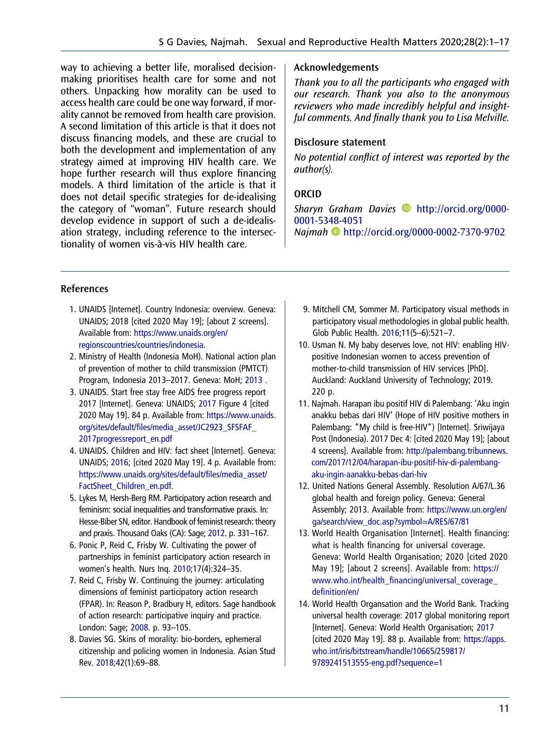way to achieving a better life, moralised decision-making prioritises health care for some and not others. Unpacking how morality can be used to access health care could be one way forward, if morality cannot be removed from health care provision. A second limitation of this article is that it does not discuss financing models, and these are crucial to both the development and implementation of any strategy aimed at improving HIV health care. We hope further research will thus explore financing models. A third limitation of the article is that it does not detail specific strategies for de-idealising the category of "woman". Future research should develop evidence in support of such a de-idealisation strategy, including reference to the intersectionality of women vis-à-vis HIV health care.

## Acknowledgements

*Thank you to all the participants who engaged with our research. Thank you also to the anonymous reviewers who made incredibly helpful and insightful comments. And finally thank you to Lisa Melville.*

## Disclosure statement

*No potential conflict of interest was reported by the author(s).*

## ORCID

*Sharyn Graham Davies* http://orcid.org/0000-0001-5348-4051
*Najmah* http://orcid.org/0000-0002-7370-9702

## References

1. UNAIDS [Internet]. Country Indonesia: overview. Geneva: UNAIDS; 2018 [cited 2020 May 19]; [about 2 screens]. Available from: https://www.unaids.org/en/regionscountries/countries/indonesia.
2. Ministry of Health (Indonesia MoH). National action plan of prevention of mother to child transmission (PMTCT) Program, Indonesia 2013–2017. Geneva: MoH; 2013 .
3. UNAIDS. Start free stay free AIDS free progress report 2017 [Internet]. Geneva: UNAIDS; 2017 Figure 4 [cited 2020 May 19]. 84 p. Available from: https://www.unaids.org/sites/default/files/media_asset/JC2923_SFSFAF_2017progressreport_en.pdf
4. UNAIDS. Children and HIV: fact sheet [Internet]. Geneva: UNAIDS; 2016; [cited 2020 May 19]. 4 p. Available from: https://www.unaids.org/sites/default/files/media_asset/FactSheet_Children_en.pdf.
5. Lykes M, Hersh-Berg RM. Participatory action research and feminism: social inequalities and transformative praxis. In: Hesse-Biber SN, editor. Handbook of feminist research: theory and praxis. Thousand Oaks (CA): Sage; 2012. p. 331–167.
6. Ponic P, Reid C, Frisby W. Cultivating the power of partnerships in feminist participatory action research in women's health. Nurs Inq. 2010;17(4):324–35.
7. Reid C, Frisby W. Continuing the journey: articulating dimensions of feminist participatory action research (FPAR). In: Reason P, Bradbury H, editors. Sage handbook of action research: participative inquiry and practice. London: Sage; 2008. p. 93–105.
8. Davies SG. Skins of morality: bio-borders, ephemeral citizenship and policing women in Indonesia. Asian Stud Rev. 2018;42(1):69–88.
9. Mitchell CM, Sommer M. Participatory visual methods in participatory visual methodologies in global public health. Glob Public Health. 2016;11(5–6):521–7.
10. Usman N. My baby deserves love, not HIV: enabling HIV-positive Indonesian women to access prevention of mother-to-child transmission of HIV services [PhD]. Auckland: Auckland University of Technology; 2019. 220 p.
11. Najmah. Harapan ibu positif HIV di Palembang: 'Aku ingin anakku bebas dari HIV' (Hope of HIV positive mothers in Palembang: "My child is free-HIV") [Internet]. Sriwijaya Post (Indonesia). 2017 Dec 4: [cited 2020 May 19]; [about 4 screens]. Available from: http://palembang.tribunnews.com/2017/12/04/harapan-ibu-positif-hiv-di-palembang-aku-ingin-aanakku-bebas-dari-hiv
12. United Nations General Assembly. Resolution A/67/L.36 global health and foreign policy. Geneva: General Assembly; 2013. Available from: https://www.un.org/en/ga/search/view_doc.asp?symbol=A/RES/67/81
13. World Health Organisation [Internet]. Health financing: what is health financing for universal coverage. Geneva: World Health Organisation; 2020 [cited 2020 May 19]; [about 2 screens]. Available from: https://www.who.int/health_financing/universal_coverage_definition/en/
14. World Health Organsation and the World Bank. Tracking universal health coverage: 2017 global monitoring report [Internet]. Geneva: World Health Organisation; 2017 [cited 2020 May 19]. 88 p. Available from: https://apps.who.int/iris/bitstream/handle/10665/259817/9789241513555-eng.pdf?sequence=1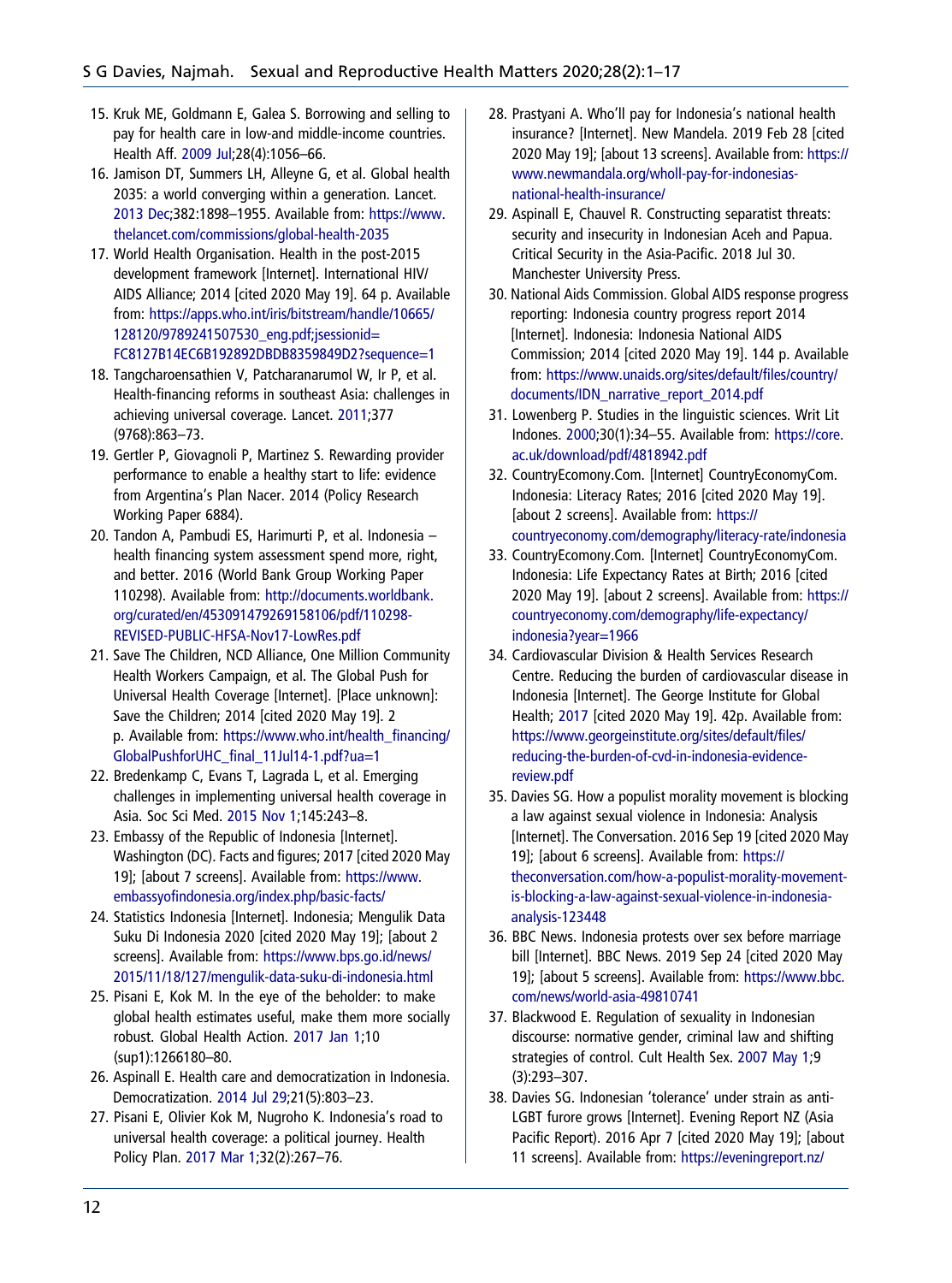15. Kruk ME, Goldmann E, Galea S. Borrowing and selling to pay for health care in low-and middle-income countries. Health Aff. 2009 Jul;28(4):1056–66.
16. Jamison DT, Summers LH, Alleyne G, et al. Global health 2035: a world converging within a generation. Lancet. 2013 Dec;382:1898–1955. Available from: https://www.thelancet.com/commissions/global-health-2035
17. World Health Organisation. Health in the post-2015 development framework [Internet]. International HIV/AIDS Alliance; 2014 [cited 2020 May 19]. 64 p. Available from: https://apps.who.int/iris/bitstream/handle/10665/128120/9789241507530_eng.pdf;jsessionid=FC8127B14EC6B192892DBDB8359849D2?sequence=1
18. Tangcharoensathien V, Patcharanarumol W, Ir P, et al. Health-financing reforms in southeast Asia: challenges in achieving universal coverage. Lancet. 2011;377(9768):863–73.
19. Gertler P, Giovagnoli P, Martinez S. Rewarding provider performance to enable a healthy start to life: evidence from Argentina's Plan Nacer. 2014 (Policy Research Working Paper 6884).
20. Tandon A, Pambudi ES, Harimurti P, et al. Indonesia – health financing system assessment spend more, right, and better. 2016 (World Bank Group Working Paper 110298). Available from: http://documents.worldbank.org/curated/en/453091479269158106/pdf/110298-REVISED-PUBLIC-HFSA-Nov17-LowRes.pdf
21. Save The Children, NCD Alliance, One Million Community Health Workers Campaign, et al. The Global Push for Universal Health Coverage [Internet]. [Place unknown]: Save the Children; 2014 [cited 2020 May 19]. 2 p. Available from: https://www.who.int/health_financing/GlobalPushforUHC_final_11Jul14-1.pdf?ua=1
22. Bredenkamp C, Evans T, Lagrada L, et al. Emerging challenges in implementing universal health coverage in Asia. Soc Sci Med. 2015 Nov 1;145:243–8.
23. Embassy of the Republic of Indonesia [Internet]. Washington (DC). Facts and figures; 2017 [cited 2020 May 19]; [about 7 screens]. Available from: https://www.embassyofindonesia.org/index.php/basic-facts/
24. Statistics Indonesia [Internet]. Indonesia; Mengulik Data Suku Di Indonesia 2020 [cited 2020 May 19]; [about 2 screens]. Available from: https://www.bps.go.id/news/2015/11/18/127/mengulik-data-suku-di-indonesia.html
25. Pisani E, Kok M. In the eye of the beholder: to make global health estimates useful, make them more socially robust. Global Health Action. 2017 Jan 1;10(sup1):1266180–80.
26. Aspinall E. Health care and democratization in Indonesia. Democratization. 2014 Jul 29;21(5):803–23.
27. Pisani E, Olivier Kok M, Nugroho K. Indonesia's road to universal health coverage: a political journey. Health Policy Plan. 2017 Mar 1;32(2):267–76.
28. Prastyani A. Who'll pay for Indonesia's national health insurance? [Internet]. New Mandela. 2019 Feb 28 [cited 2020 May 19]; [about 13 screens]. Available from: https://www.newmandala.org/wholl-pay-for-indonesias-national-health-insurance/
29. Aspinall E, Chauvel R. Constructing separatist threats: security and insecurity in Indonesian Aceh and Papua. Critical Security in the Asia-Pacific. 2018 Jul 30. Manchester University Press.
30. National Aids Commission. Global AIDS response progress reporting: Indonesia country progress report 2014 [Internet]. Indonesia: Indonesia National AIDS Commission; 2014 [cited 2020 May 19]. 144 p. Available from: https://www.unaids.org/sites/default/files/country/documents/IDN_narrative_report_2014.pdf
31. Lowenberg P. Studies in the linguistic sciences. Writ Lit Indones. 2000;30(1):34–55. Available from: https://core.ac.uk/download/pdf/4818942.pdf
32. CountryEcomony.Com. [Internet] CountryEconomyCom. Indonesia: Literacy Rates; 2016 [cited 2020 May 19]. [about 2 screens]. Available from: https://countryeconomy.com/demography/literacy-rate/indonesia
33. CountryEcomony.Com. [Internet] CountryEconomyCom. Indonesia: Life Expectancy Rates at Birth; 2016 [cited 2020 May 19]. [about 2 screens]. Available from: https://countryeconomy.com/demography/life-expectancy/indonesia?year=1966
34. Cardiovascular Division & Health Services Research Centre. Reducing the burden of cardiovascular disease in Indonesia [Internet]. The George Institute for Global Health; 2017 [cited 2020 May 19]. 42p. Available from: https://www.georgeinstitute.org/sites/default/files/reducing-the-burden-of-cvd-in-indonesia-evidence-review.pdf
35. Davies SG. How a populist morality movement is blocking a law against sexual violence in Indonesia: Analysis [Internet]. The Conversation. 2016 Sep 19 [cited 2020 May 19]; [about 6 screens]. Available from: https://theconversation.com/how-a-populist-morality-movement-is-blocking-a-law-against-sexual-violence-in-indonesia-analysis-123448
36. BBC News. Indonesia protests over sex before marriage bill [Internet]. BBC News. 2019 Sep 24 [cited 2020 May 19]; [about 5 screens]. Available from: https://www.bbc.com/news/world-asia-49810741
37. Blackwood E. Regulation of sexuality in Indonesian discourse: normative gender, criminal law and shifting strategies of control. Cult Health Sex. 2007 May 1;9(3):293–307.
38. Davies SG. Indonesian 'tolerance' under strain as anti-LGBT furore grows [Internet]. Evening Report NZ (Asia Pacific Report). 2016 Apr 7 [cited 2020 May 19]; [about 11 screens]. Available from: https://eveningreport.nz/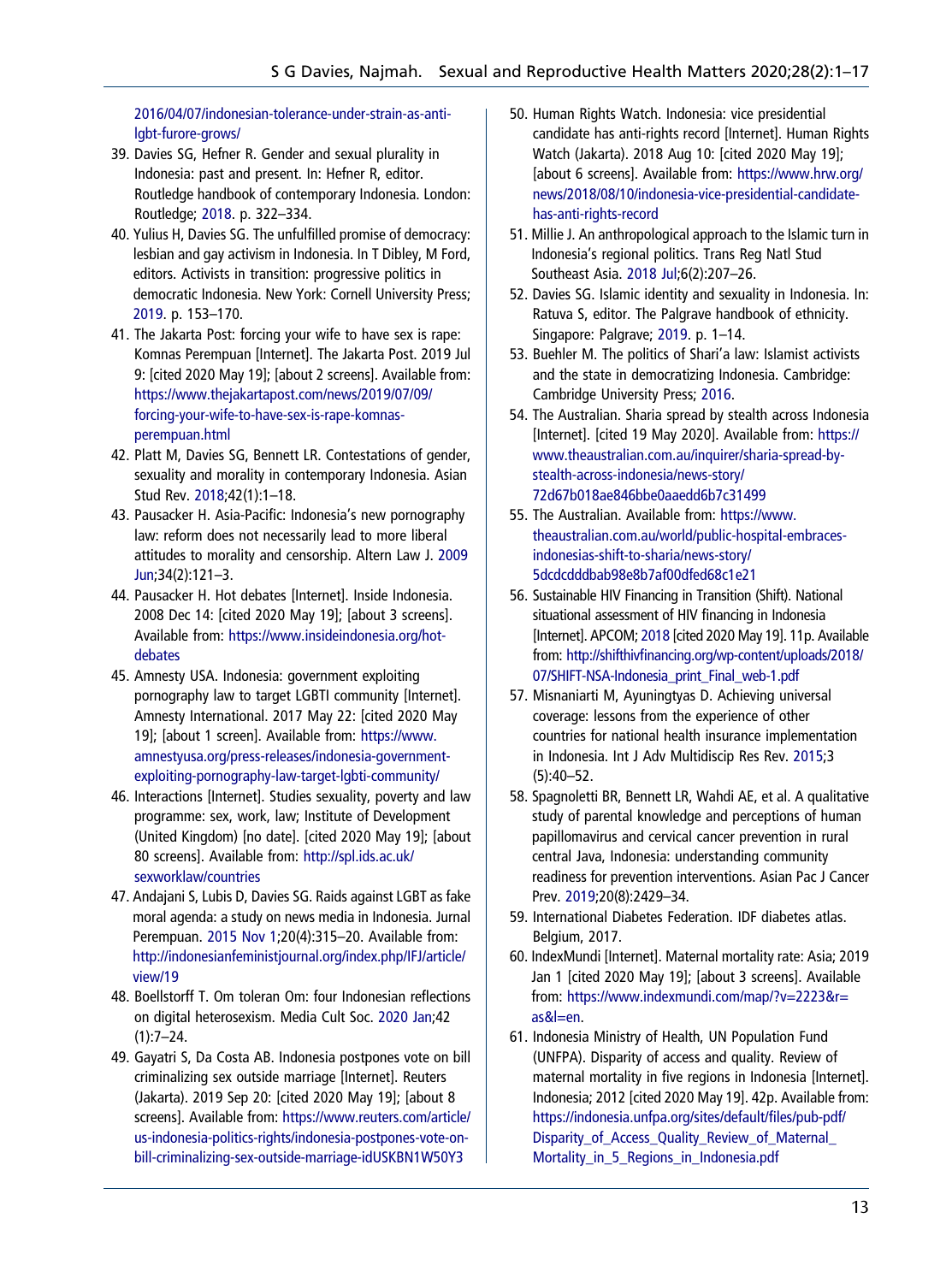2016/04/07/indonesian-tolerance-under-strain-as-anti-lgbt-furore-grows/

39. Davies SG, Hefner R. Gender and sexual plurality in Indonesia: past and present. In: Hefner R, editor. Routledge handbook of contemporary Indonesia. London: Routledge; 2018. p. 322–334.
40. Yulius H, Davies SG. The unfulfilled promise of democracy: lesbian and gay activism in Indonesia. In T Dibley, M Ford, editors. Activists in transition: progressive politics in democratic Indonesia. New York: Cornell University Press; 2019. p. 153–170.
41. The Jakarta Post: forcing your wife to have sex is rape: Komnas Perempuan [Internet]. The Jakarta Post. 2019 Jul 9: [cited 2020 May 19]; [about 2 screens]. Available from: https://www.thejakartapost.com/news/2019/07/09/forcing-your-wife-to-have-sex-is-rape-komnas-perempuan.html
42. Platt M, Davies SG, Bennett LR. Contestations of gender, sexuality and morality in contemporary Indonesia. Asian Stud Rev. 2018;42(1):1–18.
43. Pausacker H. Asia-Pacific: Indonesia's new pornography law: reform does not necessarily lead to more liberal attitudes to morality and censorship. Altern Law J. 2009 Jun;34(2):121–3.
44. Pausacker H. Hot debates [Internet]. Inside Indonesia. 2008 Dec 14: [cited 2020 May 19]; [about 3 screens]. Available from: https://www.insideindonesia.org/hot-debates
45. Amnesty USA. Indonesia: government exploiting pornography law to target LGBTI community [Internet]. Amnesty International. 2017 May 22: [cited 2020 May 19]; [about 1 screen]. Available from: https://www.amnestyusa.org/press-releases/indonesia-government-exploiting-pornography-law-target-lgbti-community/
46. Interactions [Internet]. Studies sexuality, poverty and law programme: sex, work, law; Institute of Development (United Kingdom) [no date]. [cited 2020 May 19]; [about 80 screens]. Available from: http://spl.ids.ac.uk/sexworklaw/countries
47. Andajani S, Lubis D, Davies SG. Raids against LGBT as fake moral agenda: a study on news media in Indonesia. Jurnal Perempuan. 2015 Nov 1;20(4):315–20. Available from: http://indonesianfeministjournal.org/index.php/IFJ/article/view/19
48. Boellstorff T. Om toleran Om: four Indonesian reflections on digital heterosexism. Media Cult Soc. 2020 Jan;42(1):7–24.
49. Gayatri S, Da Costa AB. Indonesia postpones vote on bill criminalizing sex outside marriage [Internet]. Reuters (Jakarta). 2019 Sep 20: [cited 2020 May 19]; [about 8 screens]. Available from: https://www.reuters.com/article/us-indonesia-politics-rights/indonesia-postpones-vote-on-bill-criminalizing-sex-outside-marriage-idUSKBN1W50Y3
50. Human Rights Watch. Indonesia: vice presidential candidate has anti-rights record [Internet]. Human Rights Watch (Jakarta). 2018 Aug 10: [cited 2020 May 19]; [about 6 screens]. Available from: https://www.hrw.org/news/2018/08/10/indonesia-vice-presidential-candidate-has-anti-rights-record
51. Millie J. An anthropological approach to the Islamic turn in Indonesia's regional politics. Trans Reg Natl Stud Southeast Asia. 2018 Jul;6(2):207–26.
52. Davies SG. Islamic identity and sexuality in Indonesia. In: Ratuva S, editor. The Palgrave handbook of ethnicity. Singapore: Palgrave; 2019. p. 1–14.
53. Buehler M. The politics of Shari'a law: Islamist activists and the state in democratizing Indonesia. Cambridge: Cambridge University Press; 2016.
54. The Australian. Sharia spread by stealth across Indonesia [Internet]. [cited 19 May 2020]. Available from: https://www.theaustralian.com.au/inquirer/sharia-spread-by-stealth-across-indonesia/news-story/72d67b018ae846bbe0aaedd6b7c31499
55. The Australian. Available from: https://www.theaustralian.com.au/world/public-hospital-embraces-indonesias-shift-to-sharia/news-story/5dcdcdddbab98e8b7af00dfed68c1e21
56. Sustainable HIV Financing in Transition (Shift). National situational assessment of HIV financing in Indonesia [Internet]. APCOM; 2018 [cited 2020 May 19]. 11p. Available from: http://shifthivfinancing.org/wp-content/uploads/2018/07/SHIFT-NSA-Indonesia_print_Final_web-1.pdf
57. Misnaniarti M, Ayuningtyas D. Achieving universal coverage: lessons from the experience of other countries for national health insurance implementation in Indonesia. Int J Adv Multidiscip Res Rev. 2015;3(5):40–52.
58. Spagnoletti BR, Bennett LR, Wahdi AE, et al. A qualitative study of parental knowledge and perceptions of human papillomavirus and cervical cancer prevention in rural central Java, Indonesia: understanding community readiness for prevention interventions. Asian Pac J Cancer Prev. 2019;20(8):2429–34.
59. International Diabetes Federation. IDF diabetes atlas. Belgium, 2017.
60. IndexMundi [Internet]. Maternal mortality rate: Asia; 2019 Jan 1 [cited 2020 May 19]; [about 3 screens]. Available from: https://www.indexmundi.com/map/?v=2223&r=as&l=en.
61. Indonesia Ministry of Health, UN Population Fund (UNFPA). Disparity of access and quality. Review of maternal mortality in five regions in Indonesia [Internet]. Indonesia; 2012 [cited 2020 May 19]. 42p. Available from: https://indonesia.unfpa.org/sites/default/files/pub-pdf/Disparity_of_Access_Quality_Review_of_Maternal_Mortality_in_5_Regions_in_Indonesia.pdf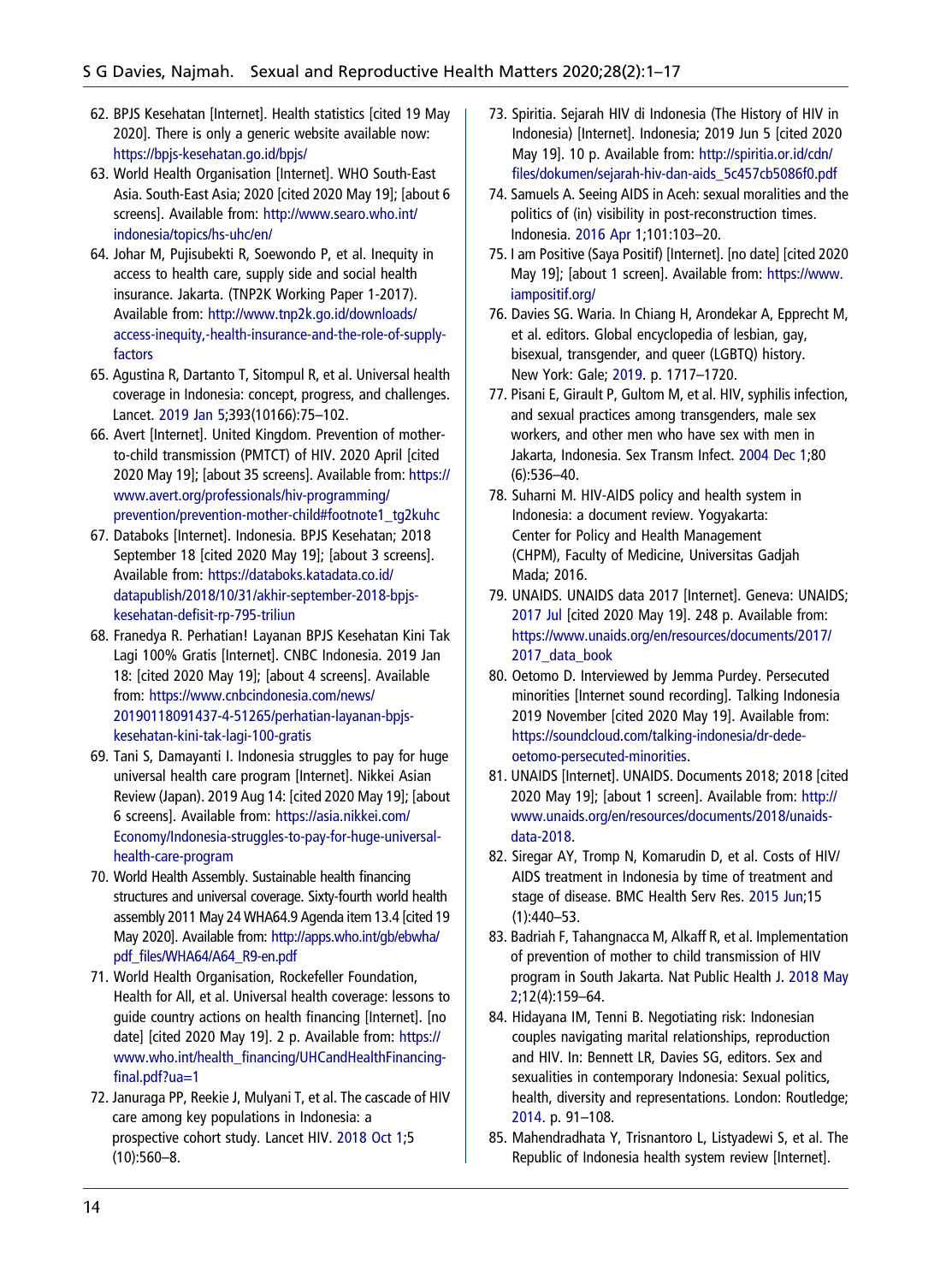62. BPJS Kesehatan [Internet]. Health statistics [cited 19 May 2020]. There is only a generic website available now: https://bpjs-kesehatan.go.id/bpjs/
63. World Health Organisation [Internet]. WHO South-East Asia. South-East Asia; 2020 [cited 2020 May 19]; [about 6 screens]. Available from: http://www.searo.who.int/indonesia/topics/hs-uhc/en/
64. Johar M, Pujisubekti R, Soewondo P, et al. Inequity in access to health care, supply side and social health insurance. Jakarta. (TNP2K Working Paper 1-2017). Available from: http://www.tnp2k.go.id/downloads/access-inequity,-health-insurance-and-the-role-of-supply-factors
65. Agustina R, Dartanto T, Sitompul R, et al. Universal health coverage in Indonesia: concept, progress, and challenges. Lancet. 2019 Jan 5;393(10166):75–102.
66. Avert [Internet]. United Kingdom. Prevention of mother-to-child transmission (PMTCT) of HIV. 2020 April [cited 2020 May 19]; [about 35 screens]. Available from: https://www.avert.org/professionals/hiv-programming/prevention/prevention-mother-child#footnote1_tg2kuhc
67. Databoks [Internet]. Indonesia. BPJS Kesehatan; 2018 September 18 [cited 2020 May 19]; [about 3 screens]. Available from: https://databoks.katadata.co.id/datapublish/2018/10/31/akhir-september-2018-bpjs-kesehatan-defisit-rp-795-triliun
68. Franedya R. Perhatian! Layanan BPJS Kesehatan Kini Tak Lagi 100% Gratis [Internet]. CNBC Indonesia. 2019 Jan 18: [cited 2020 May 19]; [about 4 screens]. Available from: https://www.cnbcindonesia.com/news/20190118091437-4-51265/perhatian-layanan-bpjs-kesehatan-kini-tak-lagi-100-gratis
69. Tani S, Damayanti I. Indonesia struggles to pay for huge universal health care program [Internet]. Nikkei Asian Review (Japan). 2019 Aug 14: [cited 2020 May 19]; [about 6 screens]. Available from: https://asia.nikkei.com/Economy/Indonesia-struggles-to-pay-for-huge-universal-health-care-program
70. World Health Assembly. Sustainable health financing structures and universal coverage. Sixty-fourth world health assembly 2011 May 24 WHA64.9 Agenda item 13.4 [cited 19 May 2020]. Available from: http://apps.who.int/gb/ebwha/pdf_files/WHA64/A64_R9-en.pdf
71. World Health Organisation, Rockefeller Foundation, Health for All, et al. Universal health coverage: lessons to guide country actions on health financing [Internet]. [no date] [cited 2020 May 19]. 2 p. Available from: https://www.who.int/health_financing/UHCandHealthFinancing-final.pdf?ua=1
72. Januraga PP, Reekie J, Mulyani T, et al. The cascade of HIV care among key populations in Indonesia: a prospective cohort study. Lancet HIV. 2018 Oct 1;5(10):560–8.
73. Spiritia. Sejarah HIV di Indonesia (The History of HIV in Indonesia) [Internet]. Indonesia; 2019 Jun 5 [cited 2020 May 19]. 10 p. Available from: http://spiritia.or.id/cdn/files/dokumen/sejarah-hiv-dan-aids_5c457cb5086f0.pdf
74. Samuels A. Seeing AIDS in Aceh: sexual moralities and the politics of (in) visibility in post-reconstruction times. Indonesia. 2016 Apr 1;101:103–20.
75. I am Positive (Saya Positif) [Internet]. [no date] [cited 2020 May 19]; [about 1 screen]. Available from: https://www.iampositif.org/
76. Davies SG. Waria. In Chiang H, Arondekar A, Epprecht M, et al. editors. Global encyclopedia of lesbian, gay, bisexual, transgender, and queer (LGBTQ) history. New York: Gale; 2019. p. 1717–1720.
77. Pisani E, Girault P, Gultom M, et al. HIV, syphilis infection, and sexual practices among transgenders, male sex workers, and other men who have sex with men in Jakarta, Indonesia. Sex Transm Infect. 2004 Dec 1;80(6):536–40.
78. Suharni M. HIV-AIDS policy and health system in Indonesia: a document review. Yogyakarta: Center for Policy and Health Management (CHPM), Faculty of Medicine, Universitas Gadjah Mada; 2016.
79. UNAIDS. UNAIDS data 2017 [Internet]. Geneva: UNAIDS; 2017 Jul [cited 2020 May 19]. 248 p. Available from: https://www.unaids.org/en/resources/documents/2017/2017_data_book
80. Oetomo D. Interviewed by Jemma Purdey. Persecuted minorities [Internet sound recording]. Talking Indonesia 2019 November [cited 2020 May 19]. Available from: https://soundcloud.com/talking-indonesia/dr-dede-oetomo-persecuted-minorities.
81. UNAIDS [Internet]. UNAIDS. Documents 2018; 2018 [cited 2020 May 19]; [about 1 screen]. Available from: http://www.unaids.org/en/resources/documents/2018/unaids-data-2018.
82. Siregar AY, Tromp N, Komarudin D, et al. Costs of HIV/AIDS treatment in Indonesia by time of treatment and stage of disease. BMC Health Serv Res. 2015 Jun;15(1):440–53.
83. Badriah F, Tahangnacca M, Alkaff R, et al. Implementation of prevention of mother to child transmission of HIV program in South Jakarta. Nat Public Health J. 2018 May 2;12(4):159–64.
84. Hidayana IM, Tenni B. Negotiating risk: Indonesian couples navigating marital relationships, reproduction and HIV. In: Bennett LR, Davies SG, editors. Sex and sexualities in contemporary Indonesia: Sexual politics, health, diversity and representations. London: Routledge; 2014. p. 91–108.
85. Mahendradhata Y, Trisnantoro L, Listyadewi S, et al. The Republic of Indonesia health system review [Internet].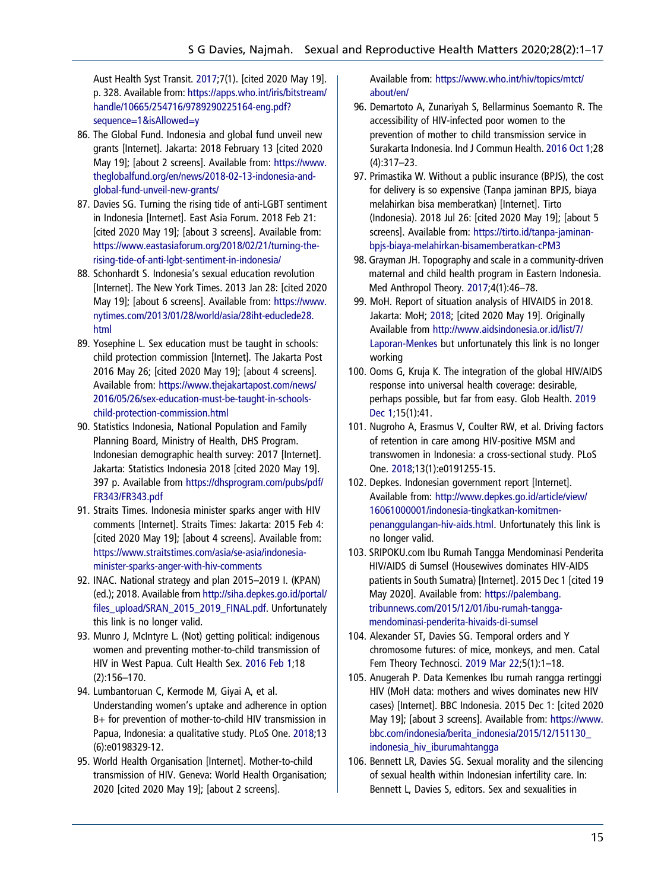Aust Health Syst Transit. 2017;7(1). [cited 2020 May 19]. p. 328. Available from: https://apps.who.int/iris/bitstream/handle/10665/254716/9789290225164-eng.pdf?sequence=1&isAllowed=y

86. The Global Fund. Indonesia and global fund unveil new grants [Internet]. Jakarta: 2018 February 13 [cited 2020 May 19]; [about 2 screens]. Available from: https://www.theglobalfund.org/en/news/2018-02-13-indonesia-and-global-fund-unveil-new-grants/
87. Davies SG. Turning the rising tide of anti-LGBT sentiment in Indonesia [Internet]. East Asia Forum. 2018 Feb 21: [cited 2020 May 19]; [about 3 screens]. Available from: https://www.eastasiaforum.org/2018/02/21/turning-the-rising-tide-of-anti-lgbt-sentiment-in-indonesia/
88. Schonhardt S. Indonesia's sexual education revolution [Internet]. The New York Times. 2013 Jan 28: [cited 2020 May 19]; [about 6 screens]. Available from: https://www.nytimes.com/2013/01/28/world/asia/28iht-educlede28.html
89. Yosephine L. Sex education must be taught in schools: child protection commission [Internet]. The Jakarta Post 2016 May 26; [cited 2020 May 19]; [about 4 screens]. Available from: https://www.thejakartapost.com/news/2016/05/26/sex-education-must-be-taught-in-schools-child-protection-commission.html
90. Statistics Indonesia, National Population and Family Planning Board, Ministry of Health, DHS Program. Indonesian demographic health survey: 2017 [Internet]. Jakarta: Statistics Indonesia 2018 [cited 2020 May 19]. 397 p. Available from https://dhsprogram.com/pubs/pdf/FR343/FR343.pdf
91. Straits Times. Indonesia minister sparks anger with HIV comments [Internet]. Straits Times: Jakarta: 2015 Feb 4: [cited 2020 May 19]; [about 4 screens]. Available from: https://www.straitstimes.com/asia/se-asia/indonesia-minister-sparks-anger-with-hiv-comments
92. INAC. National strategy and plan 2015–2019 I. (KPAN) (ed.); 2018. Available from http://siha.depkes.go.id/portal/files_upload/SRAN_2015_2019_FINAL.pdf. Unfortunately this link is no longer valid.
93. Munro J, McIntyre L. (Not) getting political: indigenous women and preventing mother-to-child transmission of HIV in West Papua. Cult Health Sex. 2016 Feb 1;18 (2):156–170.
94. Lumbantoruan C, Kermode M, Giyai A, et al. Understanding women's uptake and adherence in option B+ for prevention of mother-to-child HIV transmission in Papua, Indonesia: a qualitative study. PLoS One. 2018;13 (6):e0198329-12.
95. World Health Organisation [Internet]. Mother-to-child transmission of HIV. Geneva: World Health Organisation; 2020 [cited 2020 May 19]; [about 2 screens]. Available from: https://www.who.int/hiv/topics/mtct/about/en/
96. Demartoto A, Zunariyah S, Bellarminus Soemanto R. The accessibility of HIV-infected poor women to the prevention of mother to child transmission service in Surakarta Indonesia. Ind J Commun Health. 2016 Oct 1;28 (4):317–23.
97. Primastika W. Without a public insurance (BPJS), the cost for delivery is so expensive (Tanpa jaminan BPJS, biaya melahirkan bisa memberatkan) [Internet]. Tirto (Indonesia). 2018 Jul 26: [cited 2020 May 19]; [about 5 screens]. Available from: https://tirto.id/tanpa-jaminan-bpjs-biaya-melahirkan-bisamemberatkan-cPM3
98. Grayman JH. Topography and scale in a community-driven maternal and child health program in Eastern Indonesia. Med Anthropol Theory. 2017;4(1):46–78.
99. MoH. Report of situation analysis of HIVAIDS in 2018. Jakarta: MoH; 2018; [cited 2020 May 19]. Originally Available from http://www.aidsindonesia.or.id/list/7/Laporan-Menkes but unfortunately this link is no longer working
100. Ooms G, Kruja K. The integration of the global HIV/AIDS response into universal health coverage: desirable, perhaps possible, but far from easy. Glob Health. 2019 Dec 1;15(1):41.
101. Nugroho A, Erasmus V, Coulter RW, et al. Driving factors of retention in care among HIV-positive MSM and transwomen in Indonesia: a cross-sectional study. PLoS One. 2018;13(1):e0191255-15.
102. Depkes. Indonesian government report [Internet]. Available from: http://www.depkes.go.id/article/view/16061000001/indonesia-tingkatkan-komitmen-penanggulangan-hiv-aids.html. Unfortunately this link is no longer valid.
103. SRIPOKU.com Ibu Rumah Tangga Mendominasi Penderita HIV/AIDS di Sumsel (Housewives dominates HIV-AIDS patients in South Sumatra) [Internet]. 2015 Dec 1 [cited 19 May 2020]. Available from: https://palembang.tribunnews.com/2015/12/01/ibu-rumah-tangga-mendominasi-penderita-hivaids-di-sumsel
104. Alexander ST, Davies SG. Temporal orders and Y chromosome futures: of mice, monkeys, and men. Catal Fem Theory Technosci. 2019 Mar 22;5(1):1–18.
105. Anugerah P. Data Kemenkes Ibu rumah rangga rertinggi HIV (MoH data: mothers and wives dominates new HIV cases) [Internet]. BBC Indonesia. 2015 Dec 1: [cited 2020 May 19]; [about 3 screens]. Available from: https://www.bbc.com/indonesia/berita_indonesia/2015/12/151130_indonesia_hiv_iburumahtangga
106. Bennett LR, Davies SG. Sexual morality and the silencing of sexual health within Indonesian infertility care. In: Bennett L, Davies S, editors. Sex and sexualities in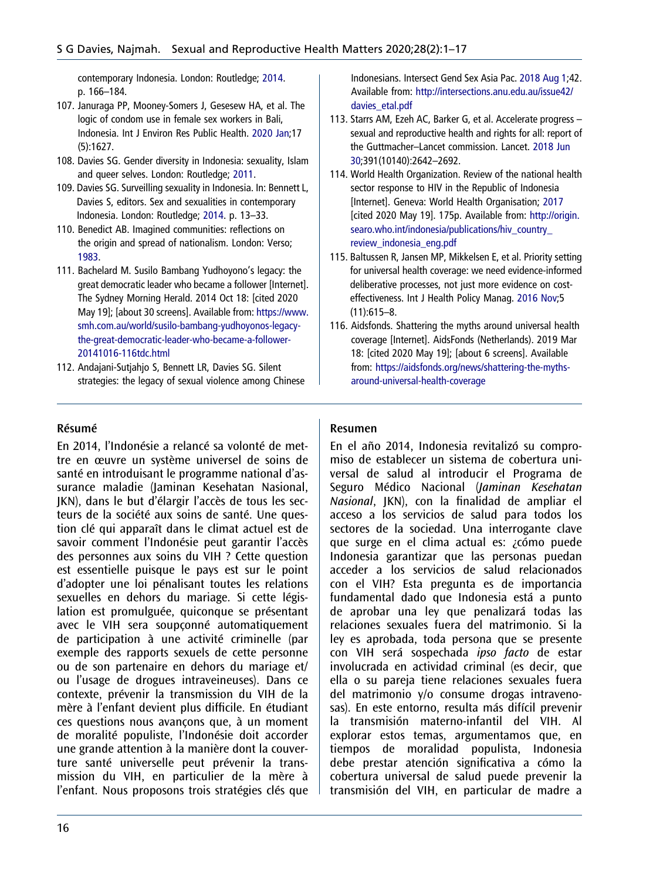contemporary Indonesia. London: Routledge; 2014. p. 166–184.

107. Januraga PP, Mooney-Somers J, Gesesew HA, et al. The logic of condom use in female sex workers in Bali, Indonesia. Int J Environ Res Public Health. 2020 Jan;17(5):1627.
108. Davies SG. Gender diversity in Indonesia: sexuality, Islam and queer selves. London: Routledge; 2011.
109. Davies SG. Surveilling sexuality in Indonesia. In: Bennett L, Davies S, editors. Sex and sexualities in contemporary Indonesia. London: Routledge; 2014. p. 13–33.
110. Benedict AB. Imagined communities: reflections on the origin and spread of nationalism. London: Verso; 1983.
111. Bachelard M. Susilo Bambang Yudhoyono's legacy: the great democratic leader who became a follower [Internet]. The Sydney Morning Herald. 2014 Oct 18: [cited 2020 May 19]; [about 30 screens]. Available from: https://www.smh.com.au/world/susilo-bambang-yudhoyonos-legacy-the-great-democratic-leader-who-became-a-follower-20141016-116tdc.html
112. Andajani-Sutjahjo S, Bennett LR, Davies SG. Silent strategies: the legacy of sexual violence among Chinese Indonesians. Intersect Gend Sex Asia Pac. 2018 Aug 1;42. Available from: http://intersections.anu.edu.au/issue42/davies_etal.pdf
113. Starrs AM, Ezeh AC, Barker G, et al. Accelerate progress – sexual and reproductive health and rights for all: report of the Guttmacher–Lancet commission. Lancet. 2018 Jun 30;391(10140):2642–2692.
114. World Health Organization. Review of the national health sector response to HIV in the Republic of Indonesia [Internet]. Geneva: World Health Organisation; 2017 [cited 2020 May 19]. 175p. Available from: http://origin.searo.who.int/indonesia/publications/hiv_country_review_indonesia_eng.pdf
115. Baltussen R, Jansen MP, Mikkelsen E, et al. Priority setting for universal health coverage: we need evidence-informed deliberative processes, not just more evidence on cost-effectiveness. Int J Health Policy Manag. 2016 Nov;5(11):615–8.
116. Aidsfonds. Shattering the myths around universal health coverage [Internet]. AidsFonds (Netherlands). 2019 Mar 18: [cited 2020 May 19]; [about 6 screens]. Available from: https://aidsfonds.org/news/shattering-the-myths-around-universal-health-coverage

## Résumé

En 2014, l'Indonésie a relancé sa volonté de mettre en œuvre un système universel de soins de santé en introduisant le programme national d'assurance maladie (Jaminan Kesehatan Nasional, JKN), dans le but d'élargir l'accès de tous les secteurs de la société aux soins de santé. Une question clé qui apparaît dans le climat actuel est de savoir comment l'Indonésie peut garantir l'accès des personnes aux soins du VIH ? Cette question est essentielle puisque le pays est sur le point d'adopter une loi pénalisant toutes les relations sexuelles en dehors du mariage. Si cette législation est promulguée, quiconque se présentant avec le VIH sera soupçonné automatiquement de participation à une activité criminelle (par exemple des rapports sexuels de cette personne ou de son partenaire en dehors du mariage et/ou l'usage de drogues intraveineuses). Dans ce contexte, prévenir la transmission du VIH de la mère à l'enfant devient plus difficile. En étudiant ces questions nous avançons que, à un moment de moralité populiste, l'Indonésie doit accorder une grande attention à la manière dont la couverture santé universelle peut prévenir la transmission du VIH, en particulier de la mère à l'enfant. Nous proposons trois stratégies clés que

## Resumen

En el año 2014, Indonesia revitalizó su compromiso de establecer un sistema de cobertura universal de salud al introducir el Programa de Seguro Médico Nacional (*Jaminan Kesehatan Nasional*, JKN), con la finalidad de ampliar el acceso a los servicios de salud para todos los sectores de la sociedad. Una interrogante clave que surge en el clima actual es: ¿cómo puede Indonesia garantizar que las personas puedan acceder a los servicios de salud relacionados con el VIH? Esta pregunta es de importancia fundamental dado que Indonesia está a punto de aprobar una ley que penalizará todas las relaciones sexuales fuera del matrimonio. Si la ley es aprobada, toda persona que se presente con VIH será sospechada *ipso facto* de estar involucrada en actividad criminal (es decir, que ella o su pareja tiene relaciones sexuales fuera del matrimonio y/o consume drogas intravenosas). En este entorno, resulta más difícil prevenir la transmisión materno-infantil del VIH. Al explorar estos temas, argumentamos que, en tiempos de moralidad populista, Indonesia debe prestar atención significativa a cómo la cobertura universal de salud puede prevenir la transmisión del VIH, en particular de madre a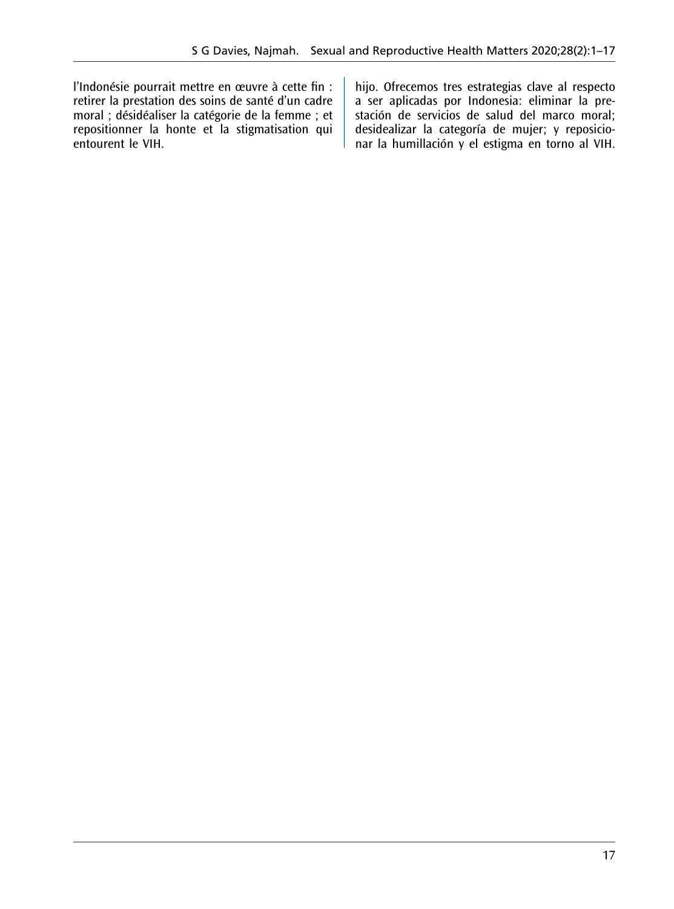l'Indonésie pourrait mettre en œuvre à cette fin : retirer la prestation des soins de santé d'un cadre moral ; désidéaliser la catégorie de la femme ; et repositionner la honte et la stigmatisation qui entourent le VIH.

hijo. Ofrecemos tres estrategias clave al respecto a ser aplicadas por Indonesia: eliminar la prestación de servicios de salud del marco moral; desidealizar la categoría de mujer; y reposicionar la humillación y el estigma en torno al VIH.